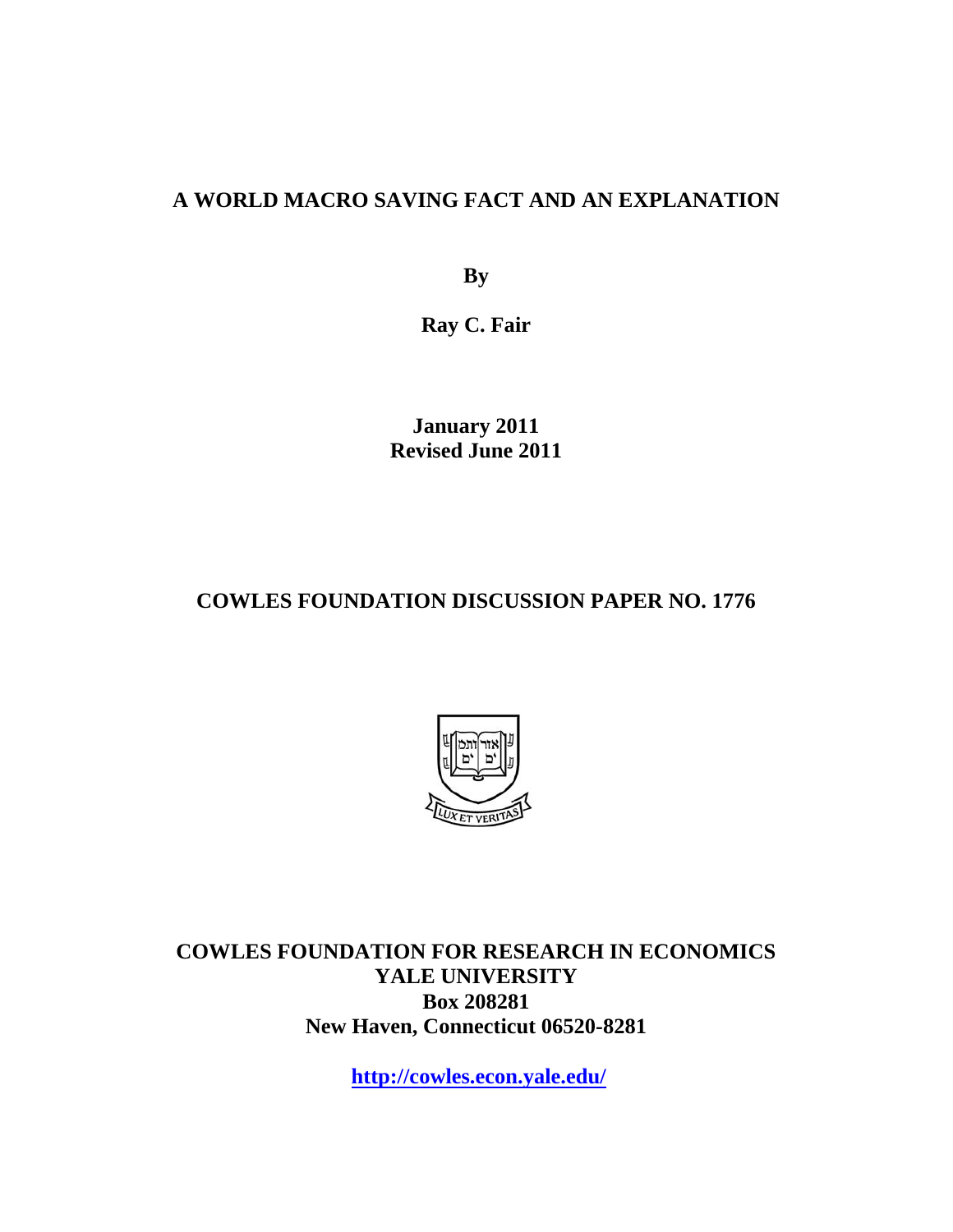# A WORLD MACRO SAVING FACT AND AN EXPLANATION

**By**

**Ray C. Fair**

**January 2011**
**Revised June 2011**

## COWLES FOUNDATION DISCUSSION PAPER NO. 1776

**COWLES FOUNDATION FOR RESEARCH IN ECONOMICS**
**YALE UNIVERSITY**
**Box 208281**
**New Haven, Connecticut 06520-8281**

**http://cowles.econ.yale.edu/**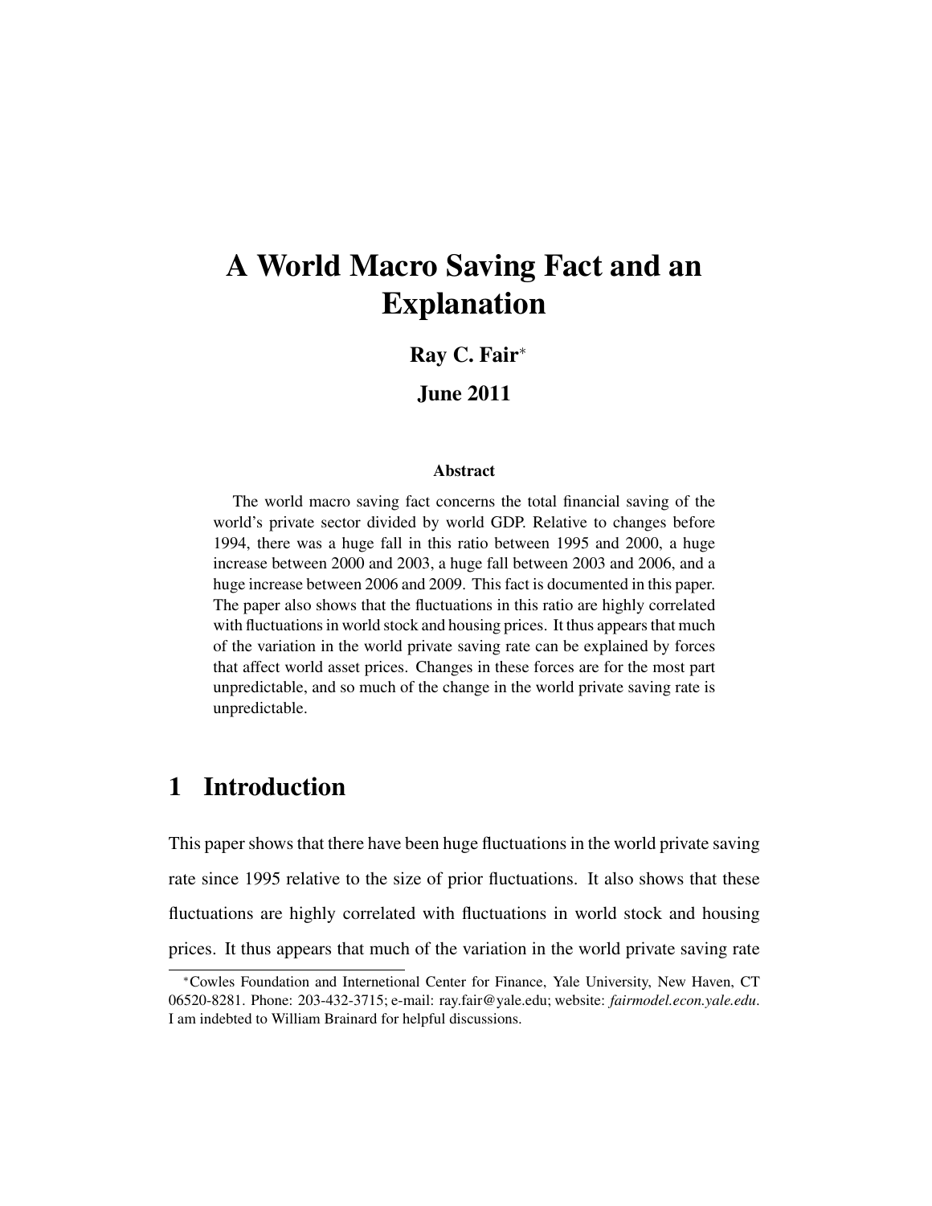# A World Macro Saving Fact and an Explanation

**Ray C. Fair***

**June 2011**

#### Abstract

The world macro saving fact concerns the total financial saving of the world's private sector divided by world GDP. Relative to changes before 1994, there was a huge fall in this ratio between 1995 and 2000, a huge increase between 2000 and 2003, a huge fall between 2003 and 2006, and a huge increase between 2006 and 2009. This fact is documented in this paper. The paper also shows that the fluctuations in this ratio are highly correlated with fluctuations in world stock and housing prices. It thus appears that much of the variation in the world private saving rate can be explained by forces that affect world asset prices. Changes in these forces are for the most part unpredictable, and so much of the change in the world private saving rate is unpredictable.

## 1 Introduction

This paper shows that there have been huge fluctuations in the world private saving rate since 1995 relative to the size of prior fluctuations. It also shows that these fluctuations are highly correlated with fluctuations in world stock and housing prices. It thus appears that much of the variation in the world private saving rate

*Cowles Foundation and Internetional Center for Finance, Yale University, New Haven, CT 06520-8281. Phone: 203-432-3715; e-mail: ray.fair@yale.edu; website: *fairmodel.econ.yale.edu*. I am indebted to William Brainard for helpful discussions.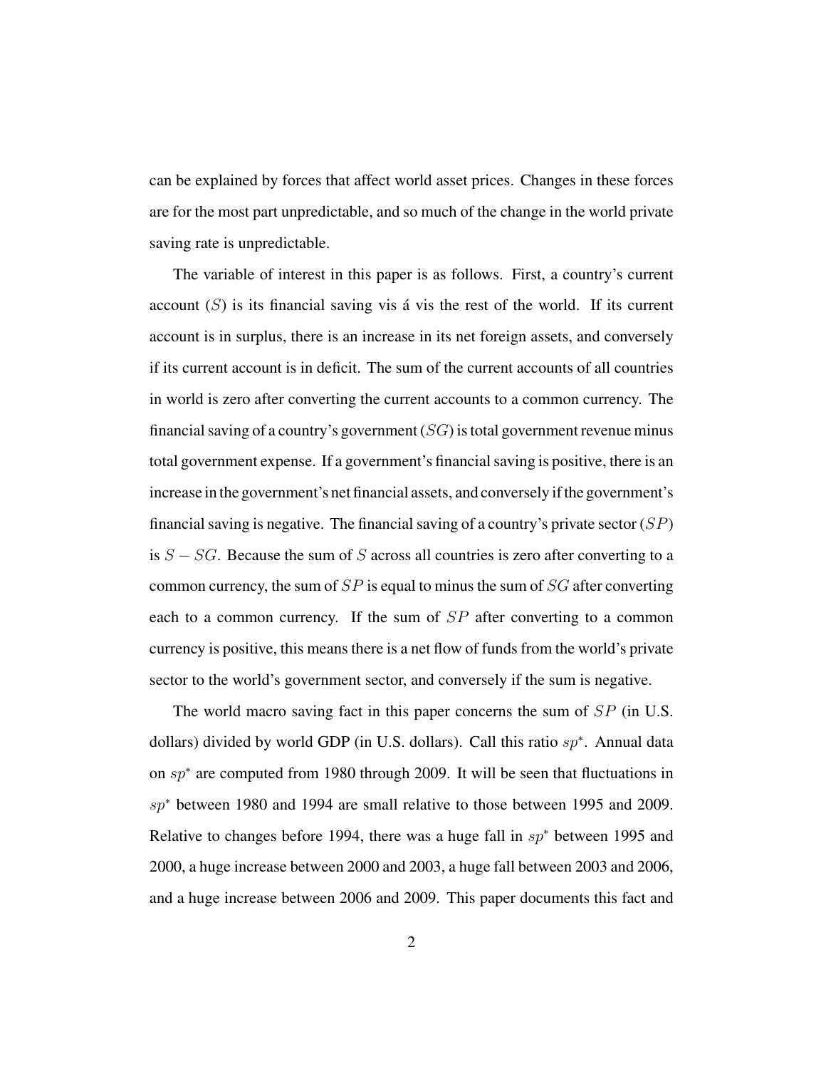can be explained by forces that affect world asset prices. Changes in these forces are for the most part unpredictable, and so much of the change in the world private saving rate is unpredictable.

The variable of interest in this paper is as follows. First, a country's current account ($S$) is its financial saving vis á vis the rest of the world. If its current account is in surplus, there is an increase in its net foreign assets, and conversely if its current account is in deficit. The sum of the current accounts of all countries in world is zero after converting the current accounts to a common currency. The financial saving of a country's government ($SG$) is total government revenue minus total government expense. If a government's financial saving is positive, there is an increase in the government's net financial assets, and conversely if the government's financial saving is negative. The financial saving of a country's private sector ($SP$) is $S - SG$. Because the sum of $S$ across all countries is zero after converting to a common currency, the sum of $SP$ is equal to minus the sum of $SG$ after converting each to a common currency. If the sum of $SP$ after converting to a common currency is positive, this means there is a net flow of funds from the world's private sector to the world's government sector, and conversely if the sum is negative.

The world macro saving fact in this paper concerns the sum of $SP$ (in U.S. dollars) divided by world GDP (in U.S. dollars). Call this ratio $sp^*$. Annual data on $sp^*$ are computed from 1980 through 2009. It will be seen that fluctuations in $sp^*$ between 1980 and 1994 are small relative to those between 1995 and 2009. Relative to changes before 1994, there was a huge fall in $sp^*$ between 1995 and 2000, a huge increase between 2000 and 2003, a huge fall between 2003 and 2006, and a huge increase between 2006 and 2009. This paper documents this fact and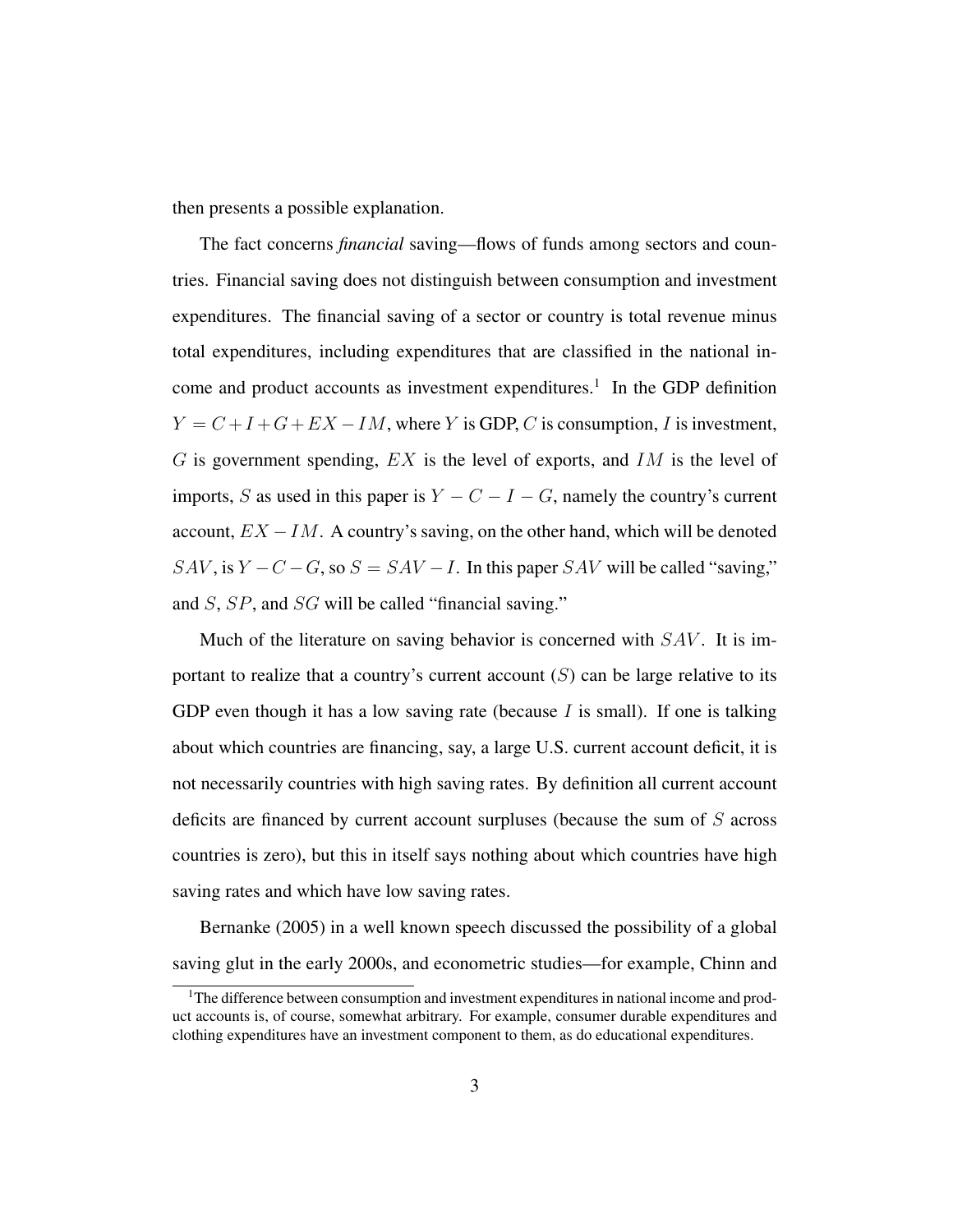then presents a possible explanation.

The fact concerns *financial* saving—flows of funds among sectors and countries. Financial saving does not distinguish between consumption and investment expenditures. The financial saving of a sector or country is total revenue minus total expenditures, including expenditures that are classified in the national income and product accounts as investment expenditures.[1] In the GDP definition $Y = C + I + G + EX - IM$, where $Y$ is GDP, $C$ is consumption, $I$ is investment, $G$ is government spending, $EX$ is the level of exports, and $IM$ is the level of imports, $S$ as used in this paper is $Y - C - I - G$, namely the country's current account, $EX - IM$. A country's saving, on the other hand, which will be denoted $SAV$, is $Y - C - G$, so $S = SAV - I$. In this paper $SAV$ will be called "saving," and $S$, $SP$, and $SG$ will be called "financial saving."

Much of the literature on saving behavior is concerned with $SAV$. It is important to realize that a country's current account ($S$) can be large relative to its GDP even though it has a low saving rate (because $I$ is small). If one is talking about which countries are financing, say, a large U.S. current account deficit, it is not necessarily countries with high saving rates. By definition all current account deficits are financed by current account surpluses (because the sum of $S$ across countries is zero), but this in itself says nothing about which countries have high saving rates and which have low saving rates.

Bernanke (2005) in a well known speech discussed the possibility of a global saving glut in the early 2000s, and econometric studies—for example, Chinn and

[1] The difference between consumption and investment expenditures in national income and product accounts is, of course, somewhat arbitrary. For example, consumer durable expenditures and clothing expenditures have an investment component to them, as do educational expenditures.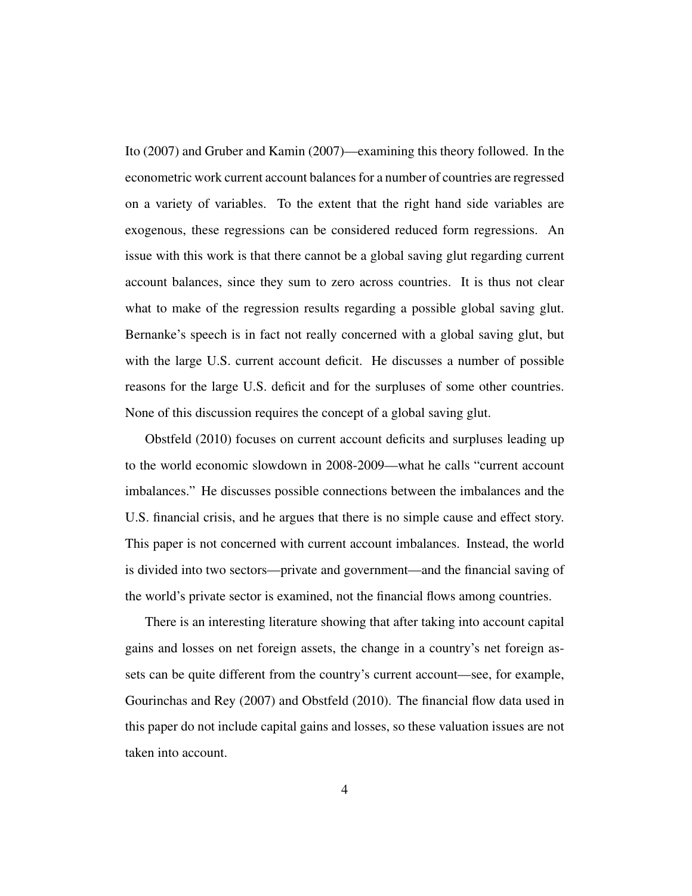Ito (2007) and Gruber and Kamin (2007)—examining this theory followed. In the econometric work current account balances for a number of countries are regressed on a variety of variables. To the extent that the right hand side variables are exogenous, these regressions can be considered reduced form regressions. An issue with this work is that there cannot be a global saving glut regarding current account balances, since they sum to zero across countries. It is thus not clear what to make of the regression results regarding a possible global saving glut. Bernanke's speech is in fact not really concerned with a global saving glut, but with the large U.S. current account deficit. He discusses a number of possible reasons for the large U.S. deficit and for the surpluses of some other countries. None of this discussion requires the concept of a global saving glut.

Obstfeld (2010) focuses on current account deficits and surpluses leading up to the world economic slowdown in 2008-2009—what he calls "current account imbalances." He discusses possible connections between the imbalances and the U.S. financial crisis, and he argues that there is no simple cause and effect story. This paper is not concerned with current account imbalances. Instead, the world is divided into two sectors—private and government—and the financial saving of the world's private sector is examined, not the financial flows among countries.

There is an interesting literature showing that after taking into account capital gains and losses on net foreign assets, the change in a country's net foreign assets can be quite different from the country's current account—see, for example, Gourinchas and Rey (2007) and Obstfeld (2010). The financial flow data used in this paper do not include capital gains and losses, so these valuation issues are not taken into account.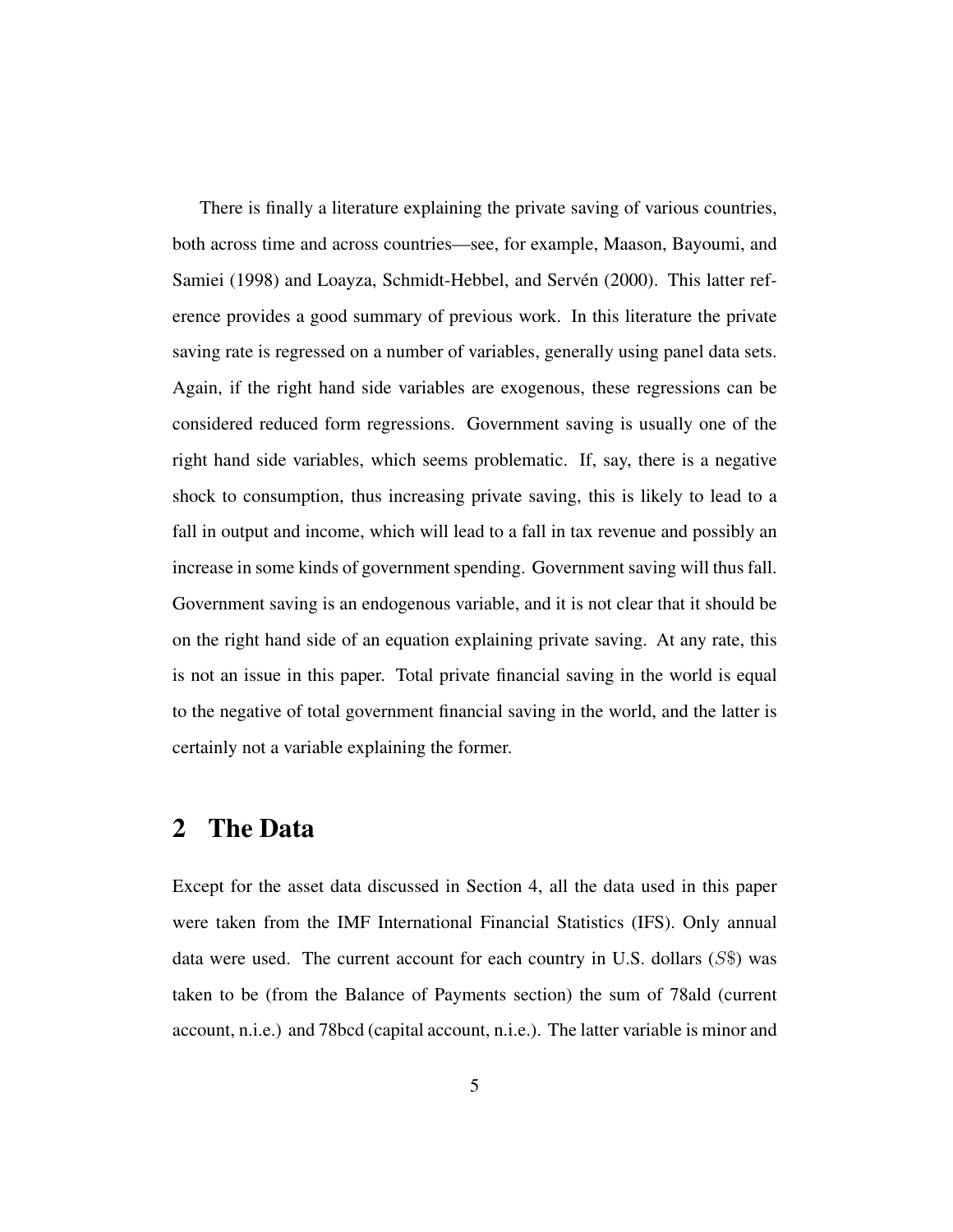There is finally a literature explaining the private saving of various countries, both across time and across countries—see, for example, Maason, Bayoumi, and Samiei (1998) and Loayza, Schmidt-Hebbel, and Servén (2000). This latter reference provides a good summary of previous work. In this literature the private saving rate is regressed on a number of variables, generally using panel data sets. Again, if the right hand side variables are exogenous, these regressions can be considered reduced form regressions. Government saving is usually one of the right hand side variables, which seems problematic. If, say, there is a negative shock to consumption, thus increasing private saving, this is likely to lead to a fall in output and income, which will lead to a fall in tax revenue and possibly an increase in some kinds of government spending. Government saving will thus fall. Government saving is an endogenous variable, and it is not clear that it should be on the right hand side of an equation explaining private saving. At any rate, this is not an issue in this paper. Total private financial saving in the world is equal to the negative of total government financial saving in the world, and the latter is certainly not a variable explaining the former.

## 2 The Data

Except for the asset data discussed in Section 4, all the data used in this paper were taken from the IMF International Financial Statistics (IFS). Only annual data were used. The current account for each country in U.S. dollars ($S\$$) was taken to be (from the Balance of Payments section) the sum of 78ald (current account, n.i.e.) and 78bcd (capital account, n.i.e.). The latter variable is minor and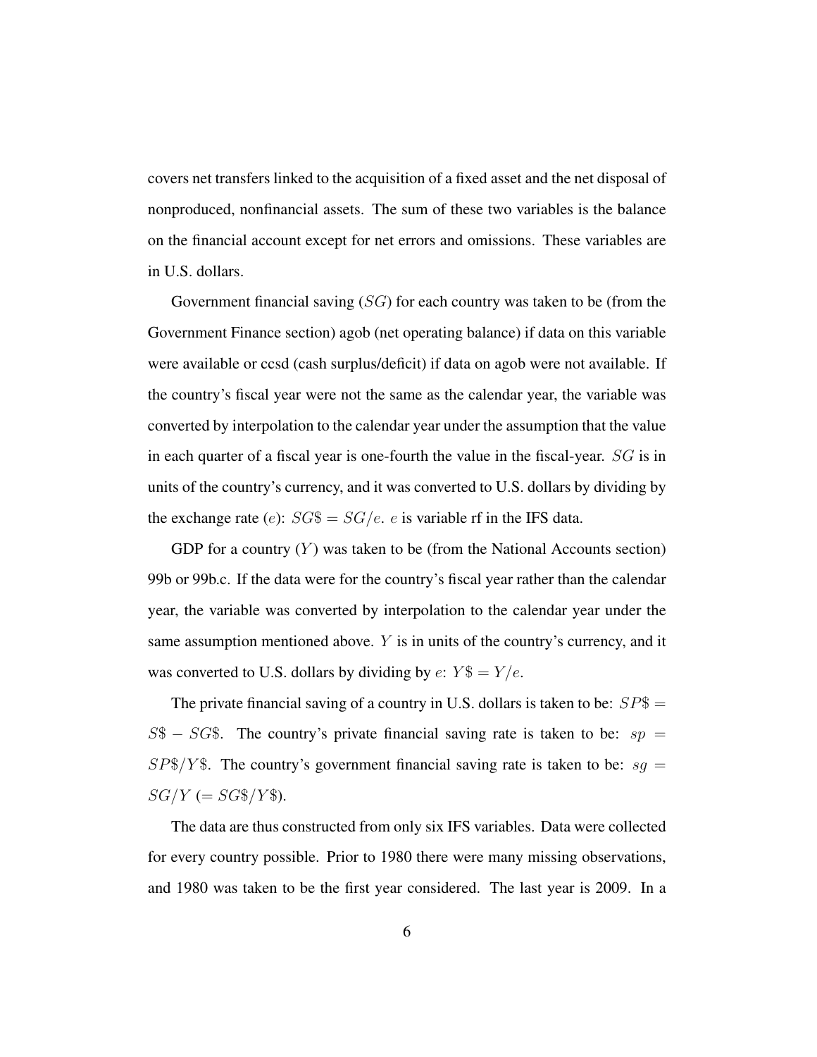covers net transfers linked to the acquisition of a fixed asset and the net disposal of nonproduced, nonfinancial assets. The sum of these two variables is the balance on the financial account except for net errors and omissions. These variables are in U.S. dollars.

Government financial saving ($SG$) for each country was taken to be (from the Government Finance section) agob (net operating balance) if data on this variable were available or ccsd (cash surplus/deficit) if data on agob were not available. If the country's fiscal year were not the same as the calendar year, the variable was converted by interpolation to the calendar year under the assumption that the value in each quarter of a fiscal year is one-fourth the value in the fiscal-year. $SG$ is in units of the country's currency, and it was converted to U.S. dollars by dividing by the exchange rate ($e$): $SG\$ = SG/e$. $e$ is variable rf in the IFS data.

GDP for a country ($Y$) was taken to be (from the National Accounts section) 99b or 99b.c. If the data were for the country's fiscal year rather than the calendar year, the variable was converted by interpolation to the calendar year under the same assumption mentioned above. $Y$ is in units of the country's currency, and it was converted to U.S. dollars by dividing by $e$: $Y\$ = Y/e$.

The private financial saving of a country in U.S. dollars is taken to be: $SP\$ = S\$ - SG\$$. The country's private financial saving rate is taken to be: $sp = SP\$/Y\$$. The country's government financial saving rate is taken to be: $sg = SG/Y$ ($= SG\$/Y\$$).

The data are thus constructed from only six IFS variables. Data were collected for every country possible. Prior to 1980 there were many missing observations, and 1980 was taken to be the first year considered. The last year is 2009. In a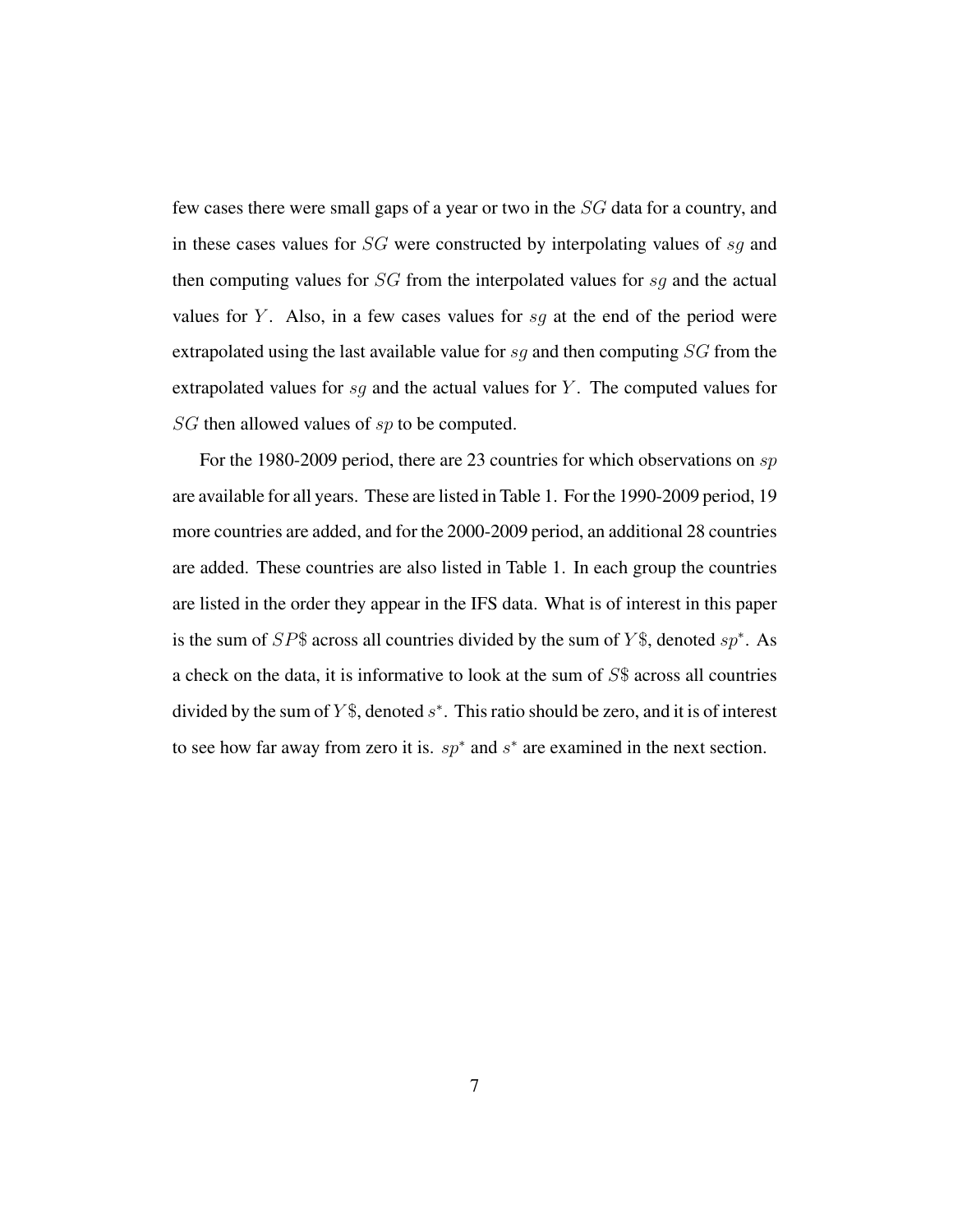few cases there were small gaps of a year or two in the $SG$ data for a country, and in these cases values for $SG$ were constructed by interpolating values of $sg$ and then computing values for $SG$ from the interpolated values for $sg$ and the actual values for $Y$. Also, in a few cases values for $sg$ at the end of the period were extrapolated using the last available value for $sg$ and then computing $SG$ from the extrapolated values for $sg$ and the actual values for $Y$. The computed values for $SG$ then allowed values of $sp$ to be computed.

For the 1980-2009 period, there are 23 countries for which observations on $sp$ are available for all years. These are listed in Table 1. For the 1990-2009 period, 19 more countries are added, and for the 2000-2009 period, an additional 28 countries are added. These countries are also listed in Table 1. In each group the countries are listed in the order they appear in the IFS data. What is of interest in this paper is the sum of $SP\$$ across all countries divided by the sum of $Y\$$, denoted $sp^*$. As a check on the data, it is informative to look at the sum of $S\$$ across all countries divided by the sum of $Y\$$, denoted $s^*$. This ratio should be zero, and it is of interest to see how far away from zero it is. $sp^*$ and $s^*$ are examined in the next section.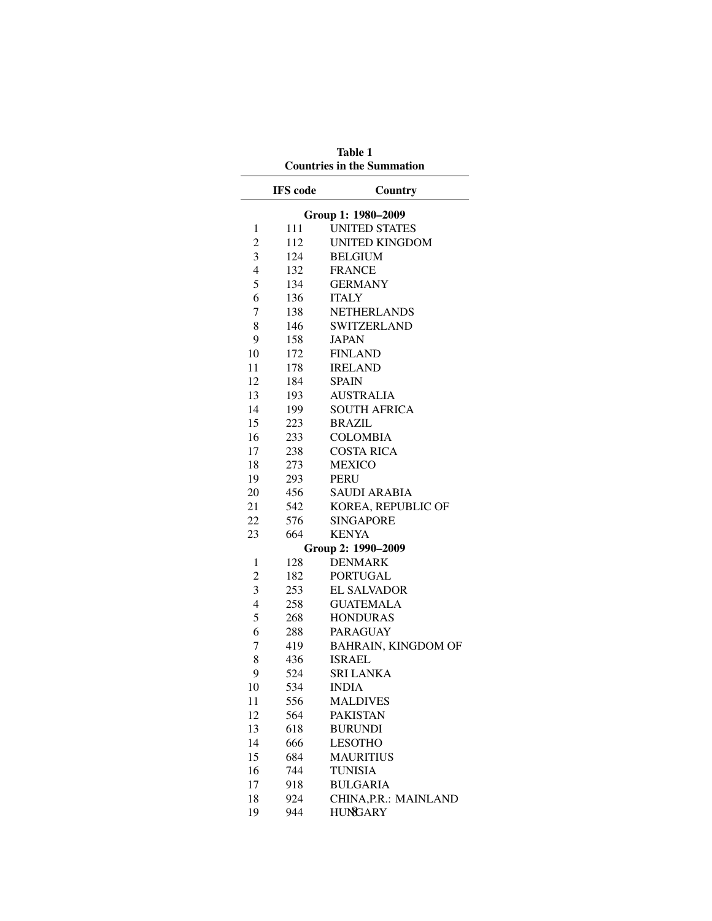**Table 1**
**Countries in the Summation**

| | IFS code | Country |
|---|---|---|
| | **Group 1: 1980–2009** | |
| 1 | 111 | UNITED STATES |
| 2 | 112 | UNITED KINGDOM |
| 3 | 124 | BELGIUM |
| 4 | 132 | FRANCE |
| 5 | 134 | GERMANY |
| 6 | 136 | ITALY |
| 7 | 138 | NETHERLANDS |
| 8 | 146 | SWITZERLAND |
| 9 | 158 | JAPAN |
| 10 | 172 | FINLAND |
| 11 | 178 | IRELAND |
| 12 | 184 | SPAIN |
| 13 | 193 | AUSTRALIA |
| 14 | 199 | SOUTH AFRICA |
| 15 | 223 | BRAZIL |
| 16 | 233 | COLOMBIA |
| 17 | 238 | COSTA RICA |
| 18 | 273 | MEXICO |
| 19 | 293 | PERU |
| 20 | 456 | SAUDI ARABIA |
| 21 | 542 | KOREA, REPUBLIC OF |
| 22 | 576 | SINGAPORE |
| 23 | 664 | KENYA |
| | **Group 2: 1990–2009** | |
| 1 | 128 | DENMARK |
| 2 | 182 | PORTUGAL |
| 3 | 253 | EL SALVADOR |
| 4 | 258 | GUATEMALA |
| 5 | 268 | HONDURAS |
| 6 | 288 | PARAGUAY |
| 7 | 419 | BAHRAIN, KINGDOM OF |
| 8 | 436 | ISRAEL |
| 9 | 524 | SRI LANKA |
| 10 | 534 | INDIA |
| 11 | 556 | MALDIVES |
| 12 | 564 | PAKISTAN |
| 13 | 618 | BURUNDI |
| 14 | 666 | LESOTHO |
| 15 | 684 | MAURITIUS |
| 16 | 744 | TUNISIA |
| 17 | 918 | BULGARIA |
| 18 | 924 | CHINA,P.R.: MAINLAND |
| 19 | 944 | HUNGARY |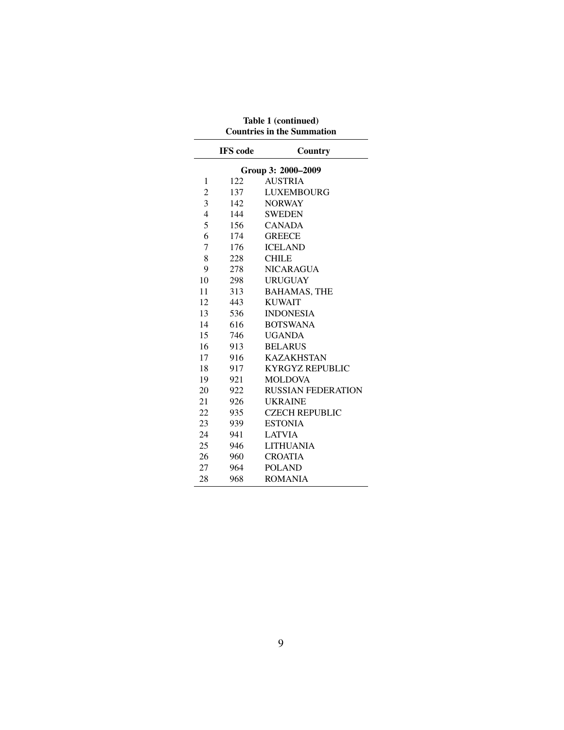**Table 1 (continued)**
**Countries in the Summation**

| | IFS code | Country |
|---|---|---|
| | | **Group 3: 2000–2009** |
| 1 | 122 | AUSTRIA |
| 2 | 137 | LUXEMBOURG |
| 3 | 142 | NORWAY |
| 4 | 144 | SWEDEN |
| 5 | 156 | CANADA |
| 6 | 174 | GREECE |
| 7 | 176 | ICELAND |
| 8 | 228 | CHILE |
| 9 | 278 | NICARAGUA |
| 10 | 298 | URUGUAY |
| 11 | 313 | BAHAMAS, THE |
| 12 | 443 | KUWAIT |
| 13 | 536 | INDONESIA |
| 14 | 616 | BOTSWANA |
| 15 | 746 | UGANDA |
| 16 | 913 | BELARUS |
| 17 | 916 | KAZAKHSTAN |
| 18 | 917 | KYRGYZ REPUBLIC |
| 19 | 921 | MOLDOVA |
| 20 | 922 | RUSSIAN FEDERATION |
| 21 | 926 | UKRAINE |
| 22 | 935 | CZECH REPUBLIC |
| 23 | 939 | ESTONIA |
| 24 | 941 | LATVIA |
| 25 | 946 | LITHUANIA |
| 26 | 960 | CROATIA |
| 27 | 964 | POLAND |
| 28 | 968 | ROMANIA |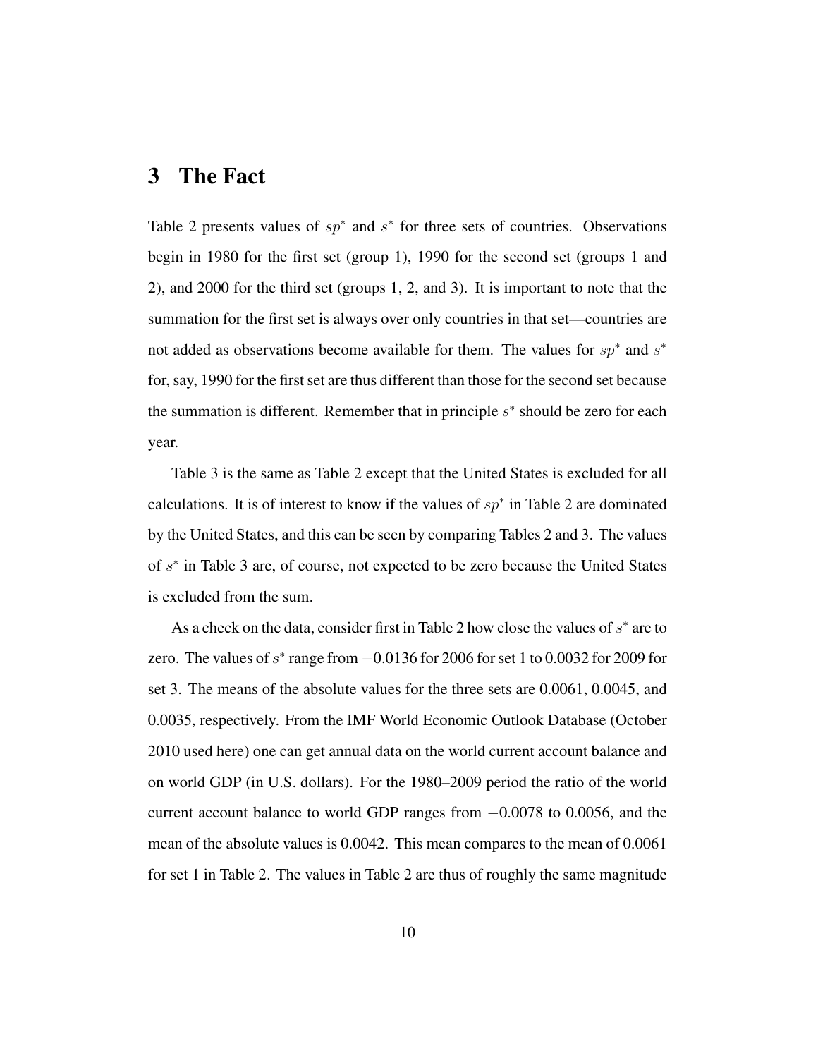# 3 The Fact

Table 2 presents values of $sp^*$ and $s^*$ for three sets of countries. Observations begin in 1980 for the first set (group 1), 1990 for the second set (groups 1 and 2), and 2000 for the third set (groups 1, 2, and 3). It is important to note that the summation for the first set is always over only countries in that set—countries are not added as observations become available for them. The values for $sp^*$ and $s^*$ for, say, 1990 for the first set are thus different than those for the second set because the summation is different. Remember that in principle $s^*$ should be zero for each year.

Table 3 is the same as Table 2 except that the United States is excluded for all calculations. It is of interest to know if the values of $sp^*$ in Table 2 are dominated by the United States, and this can be seen by comparing Tables 2 and 3. The values of $s^*$ in Table 3 are, of course, not expected to be zero because the United States is excluded from the sum.

As a check on the data, consider first in Table 2 how close the values of $s^*$ are to zero. The values of $s^*$ range from $-0.0136$ for 2006 for set 1 to 0.0032 for 2009 for set 3. The means of the absolute values for the three sets are 0.0061, 0.0045, and 0.0035, respectively. From the IMF World Economic Outlook Database (October 2010 used here) one can get annual data on the world current account balance and on world GDP (in U.S. dollars). For the 1980–2009 period the ratio of the world current account balance to world GDP ranges from $-0.0078$ to 0.0056, and the mean of the absolute values is 0.0042. This mean compares to the mean of 0.0061 for set 1 in Table 2. The values in Table 2 are thus of roughly the same magnitude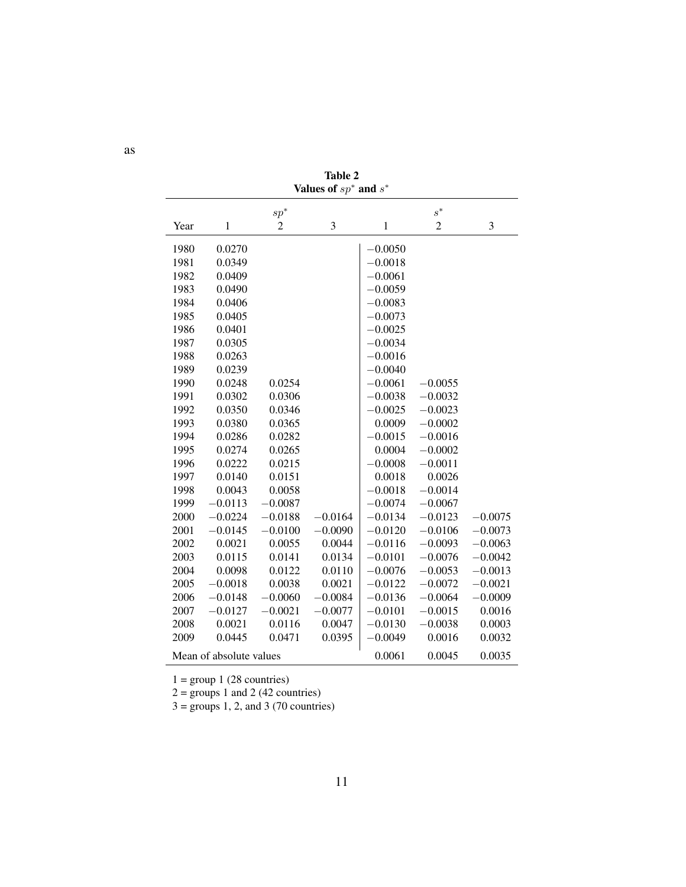as

**Table 2**
**Values of $sp^*$ and $s^*$**

| Year | $sp^*$ 1 | $sp^*$ 2 | $sp^*$ 3 | $s^*$ 1 | $s^*$ 2 | $s^*$ 3 |
|---|---|---|---|---|---|---|
| 1980 | 0.0270 | | | −0.0050 | | |
| 1981 | 0.0349 | | | −0.0018 | | |
| 1982 | 0.0409 | | | −0.0061 | | |
| 1983 | 0.0490 | | | −0.0059 | | |
| 1984 | 0.0406 | | | −0.0083 | | |
| 1985 | 0.0405 | | | −0.0073 | | |
| 1986 | 0.0401 | | | −0.0025 | | |
| 1987 | 0.0305 | | | −0.0034 | | |
| 1988 | 0.0263 | | | −0.0016 | | |
| 1989 | 0.0239 | | | −0.0040 | | |
| 1990 | 0.0248 | 0.0254 | | −0.0061 | −0.0055 | |
| 1991 | 0.0302 | 0.0306 | | −0.0038 | −0.0032 | |
| 1992 | 0.0350 | 0.0346 | | −0.0025 | −0.0023 | |
| 1993 | 0.0380 | 0.0365 | | 0.0009 | −0.0002 | |
| 1994 | 0.0286 | 0.0282 | | −0.0015 | −0.0016 | |
| 1995 | 0.0274 | 0.0265 | | 0.0004 | −0.0002 | |
| 1996 | 0.0222 | 0.0215 | | −0.0008 | −0.0011 | |
| 1997 | 0.0140 | 0.0151 | | 0.0018 | 0.0026 | |
| 1998 | 0.0043 | 0.0058 | | −0.0018 | −0.0014 | |
| 1999 | −0.0113 | −0.0087 | | −0.0074 | −0.0067 | |
| 2000 | −0.0224 | −0.0188 | −0.0164 | −0.0134 | −0.0123 | −0.0075 |
| 2001 | −0.0145 | −0.0100 | −0.0090 | −0.0120 | −0.0106 | −0.0073 |
| 2002 | 0.0021 | 0.0055 | 0.0044 | −0.0116 | −0.0093 | −0.0063 |
| 2003 | 0.0115 | 0.0141 | 0.0134 | −0.0101 | −0.0076 | −0.0042 |
| 2004 | 0.0098 | 0.0122 | 0.0110 | −0.0076 | −0.0053 | −0.0013 |
| 2005 | −0.0018 | 0.0038 | 0.0021 | −0.0122 | −0.0072 | −0.0021 |
| 2006 | −0.0148 | −0.0060 | −0.0084 | −0.0136 | −0.0064 | −0.0009 |
| 2007 | −0.0127 | −0.0021 | −0.0077 | −0.0101 | −0.0015 | 0.0016 |
| 2008 | 0.0021 | 0.0116 | 0.0047 | −0.0130 | −0.0038 | 0.0003 |
| 2009 | 0.0445 | 0.0471 | 0.0395 | −0.0049 | 0.0016 | 0.0032 |
| Mean of absolute values | | | | 0.0061 | 0.0045 | 0.0035 |

1 = group 1 (28 countries)
2 = groups 1 and 2 (42 countries)
3 = groups 1, 2, and 3 (70 countries)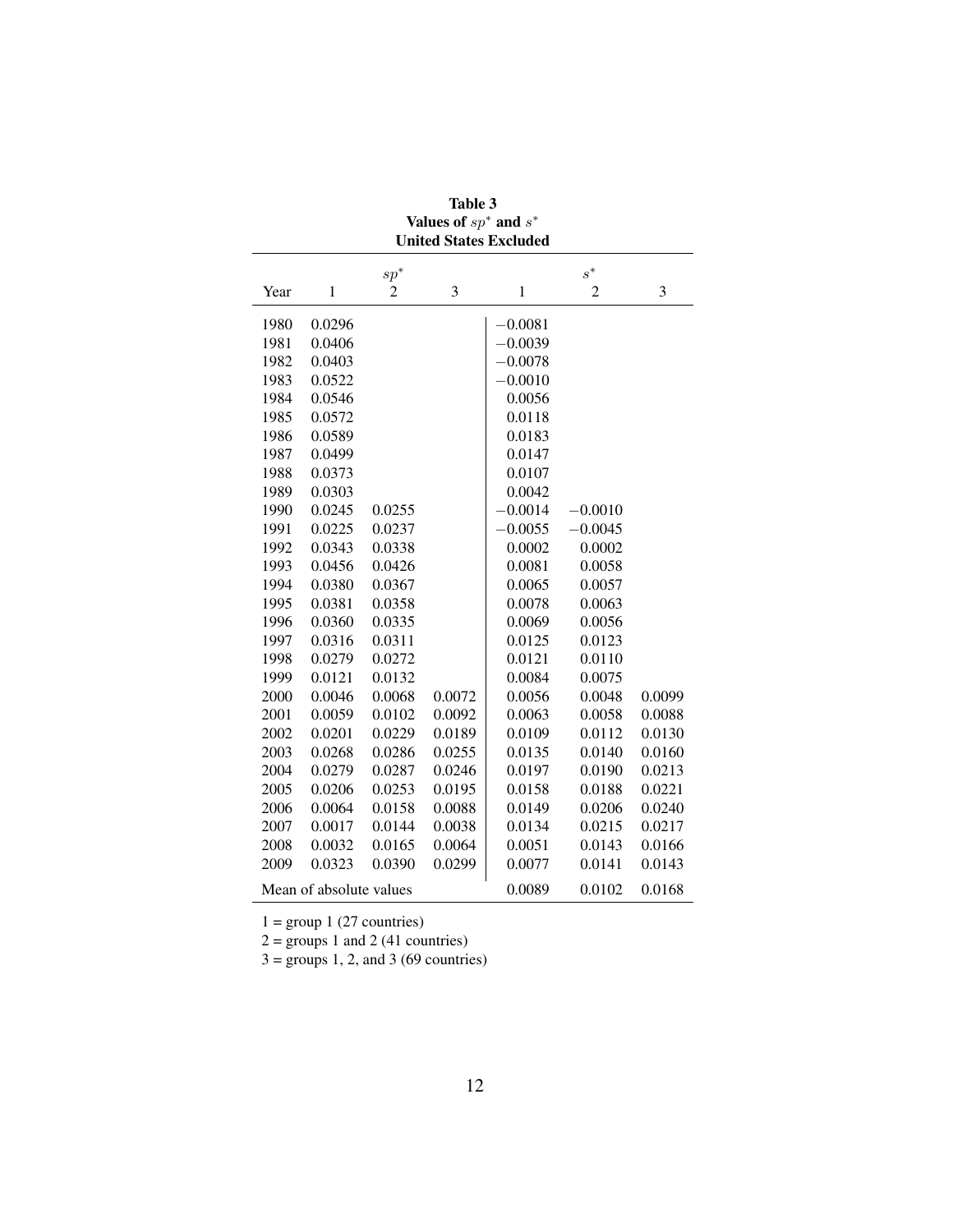**Table 3**
**Values of $sp^*$ and $s^*$**
**United States Excluded**

| Year | $sp^*$ 1 | $sp^*$ 2 | $sp^*$ 3 | $s^*$ 1 | $s^*$ 2 | $s^*$ 3 |
|---|---|---|---|---|---|---|
| 1980 | 0.0296 | | | −0.0081 | | |
| 1981 | 0.0406 | | | −0.0039 | | |
| 1982 | 0.0403 | | | −0.0078 | | |
| 1983 | 0.0522 | | | −0.0010 | | |
| 1984 | 0.0546 | | | 0.0056 | | |
| 1985 | 0.0572 | | | 0.0118 | | |
| 1986 | 0.0589 | | | 0.0183 | | |
| 1987 | 0.0499 | | | 0.0147 | | |
| 1988 | 0.0373 | | | 0.0107 | | |
| 1989 | 0.0303 | | | 0.0042 | | |
| 1990 | 0.0245 | 0.0255 | | −0.0014 | −0.0010 | |
| 1991 | 0.0225 | 0.0237 | | −0.0055 | −0.0045 | |
| 1992 | 0.0343 | 0.0338 | | 0.0002 | 0.0002 | |
| 1993 | 0.0456 | 0.0426 | | 0.0081 | 0.0058 | |
| 1994 | 0.0380 | 0.0367 | | 0.0065 | 0.0057 | |
| 1995 | 0.0381 | 0.0358 | | 0.0078 | 0.0063 | |
| 1996 | 0.0360 | 0.0335 | | 0.0069 | 0.0056 | |
| 1997 | 0.0316 | 0.0311 | | 0.0125 | 0.0123 | |
| 1998 | 0.0279 | 0.0272 | | 0.0121 | 0.0110 | |
| 1999 | 0.0121 | 0.0132 | | 0.0084 | 0.0075 | |
| 2000 | 0.0046 | 0.0068 | 0.0072 | 0.0056 | 0.0048 | 0.0099 |
| 2001 | 0.0059 | 0.0102 | 0.0092 | 0.0063 | 0.0058 | 0.0088 |
| 2002 | 0.0201 | 0.0229 | 0.0189 | 0.0109 | 0.0112 | 0.0130 |
| 2003 | 0.0268 | 0.0286 | 0.0255 | 0.0135 | 0.0140 | 0.0160 |
| 2004 | 0.0279 | 0.0287 | 0.0246 | 0.0197 | 0.0190 | 0.0213 |
| 2005 | 0.0206 | 0.0253 | 0.0195 | 0.0158 | 0.0188 | 0.0221 |
| 2006 | 0.0064 | 0.0158 | 0.0088 | 0.0149 | 0.0206 | 0.0240 |
| 2007 | 0.0017 | 0.0144 | 0.0038 | 0.0134 | 0.0215 | 0.0217 |
| 2008 | 0.0032 | 0.0165 | 0.0064 | 0.0051 | 0.0143 | 0.0166 |
| 2009 | 0.0323 | 0.0390 | 0.0299 | 0.0077 | 0.0141 | 0.0143 |
| Mean of absolute values | | | | 0.0089 | 0.0102 | 0.0168 |

1 = group 1 (27 countries)
2 = groups 1 and 2 (41 countries)
3 = groups 1, 2, and 3 (69 countries)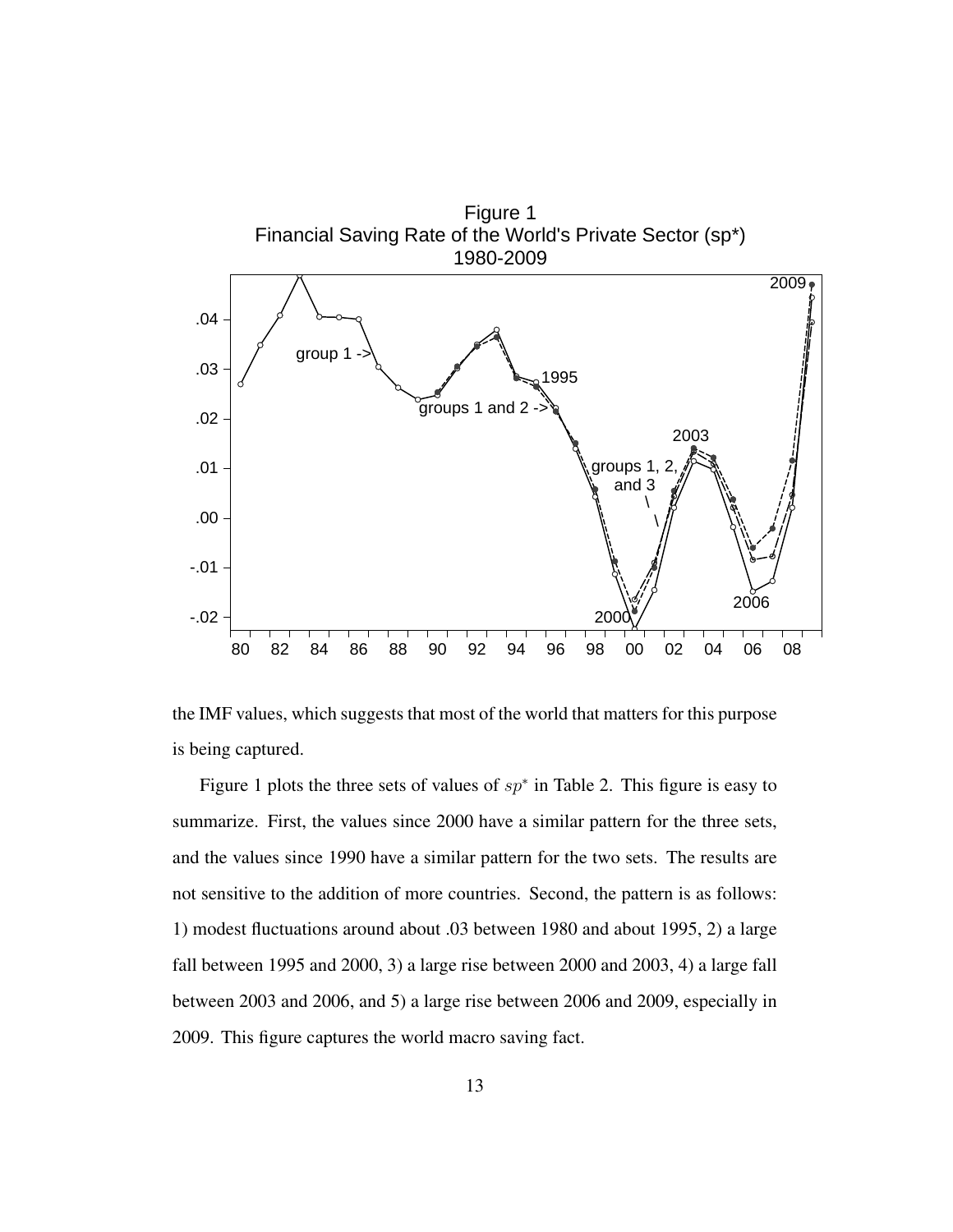Figure 1
Financial Saving Rate of the World's Private Sector (sp*)
1980-2009

the IMF values, which suggests that most of the world that matters for this purpose is being captured.

Figure 1 plots the three sets of values of $sp^*$ in Table 2. This figure is easy to summarize. First, the values since 2000 have a similar pattern for the three sets, and the values since 1990 have a similar pattern for the two sets. The results are not sensitive to the addition of more countries. Second, the pattern is as follows: 1) modest fluctuations around about .03 between 1980 and about 1995, 2) a large fall between 1995 and 2000, 3) a large rise between 2000 and 2003, 4) a large fall between 2003 and 2006, and 5) a large rise between 2006 and 2009, especially in 2009. This figure captures the world macro saving fact.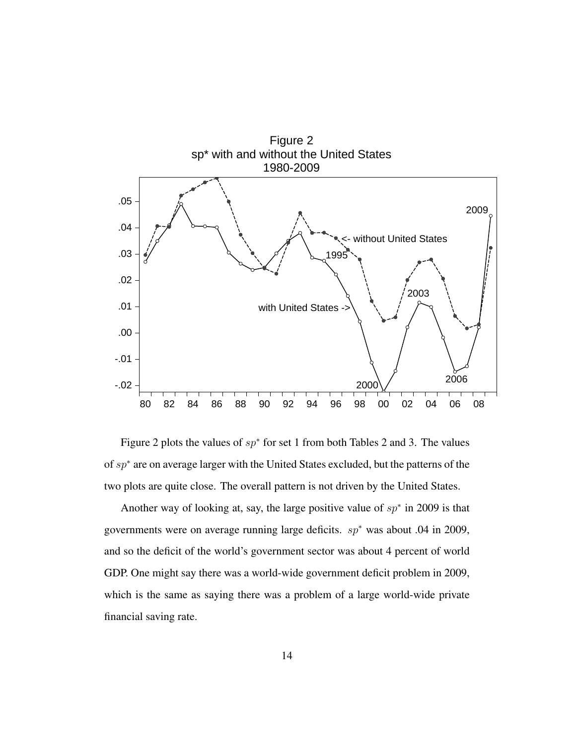Figure 2
sp* with and without the United States
1980-2009

Figure 2 plots the values of $sp^*$ for set 1 from both Tables 2 and 3. The values of $sp^*$ are on average larger with the United States excluded, but the patterns of the two plots are quite close. The overall pattern is not driven by the United States.

Another way of looking at, say, the large positive value of $sp^*$ in 2009 is that governments were on average running large deficits. $sp^*$ was about .04 in 2009, and so the deficit of the world's government sector was about 4 percent of world GDP. One might say there was a world-wide government deficit problem in 2009, which is the same as saying there was a problem of a large world-wide private financial saving rate.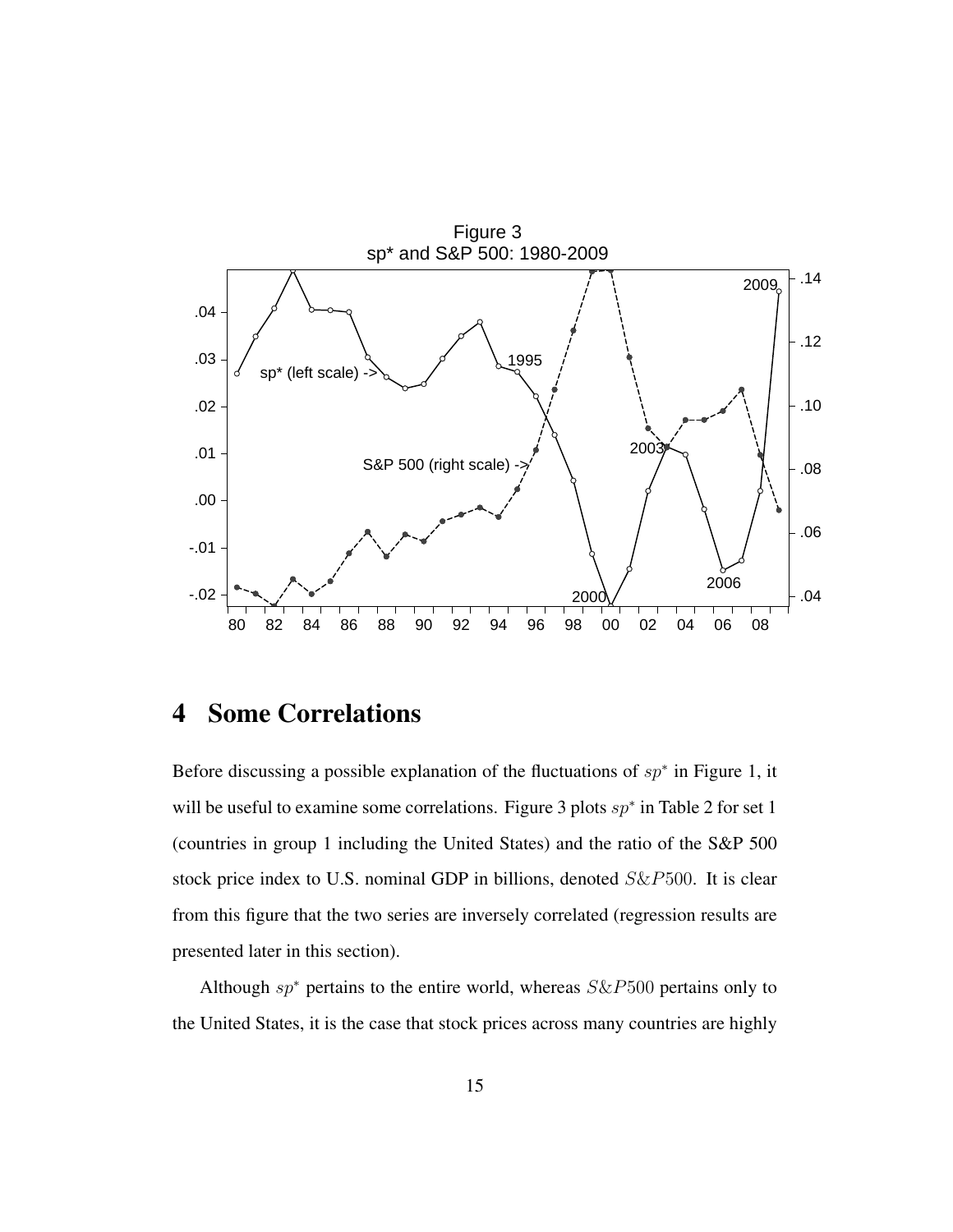Figure 3
sp* and S&P 500: 1980-2009

## 4 Some Correlations

Before discussing a possible explanation of the fluctuations of $sp^*$ in Figure 1, it will be useful to examine some correlations. Figure 3 plots $sp^*$ in Table 2 for set 1 (countries in group 1 including the United States) and the ratio of the S&P 500 stock price index to U.S. nominal GDP in billions, denoted $S\&P500$. It is clear from this figure that the two series are inversely correlated (regression results are presented later in this section).

Although $sp^*$ pertains to the entire world, whereas $S\&P500$ pertains only to the United States, it is the case that stock prices across many countries are highly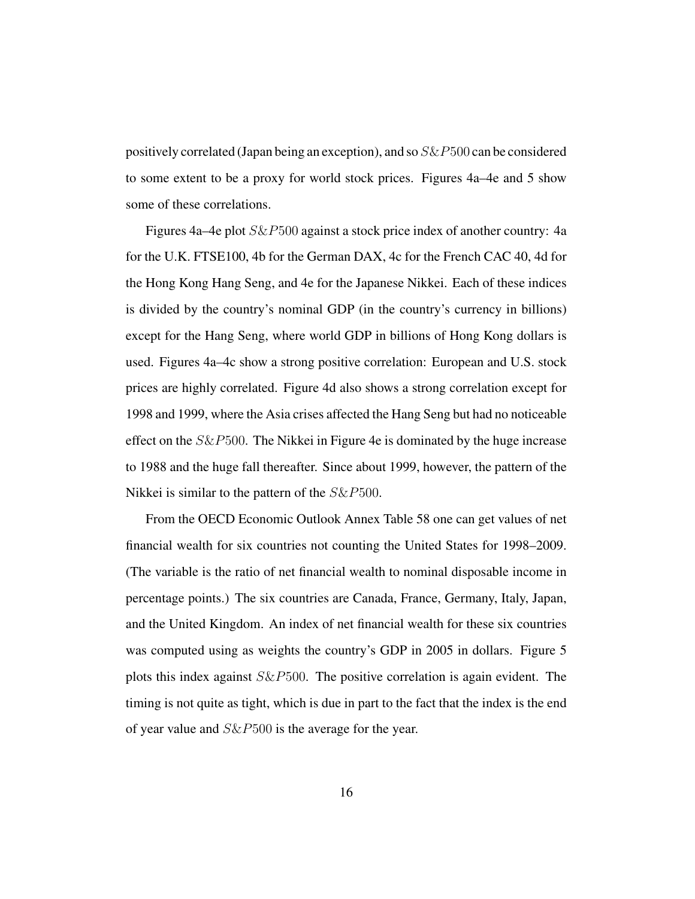positively correlated (Japan being an exception), and so $S\&P500$ can be considered to some extent to be a proxy for world stock prices. Figures 4a–4e and 5 show some of these correlations.

Figures 4a–4e plot $S\&P500$ against a stock price index of another country: 4a for the U.K. FTSE100, 4b for the German DAX, 4c for the French CAC 40, 4d for the Hong Kong Hang Seng, and 4e for the Japanese Nikkei. Each of these indices is divided by the country's nominal GDP (in the country's currency in billions) except for the Hang Seng, where world GDP in billions of Hong Kong dollars is used. Figures 4a–4c show a strong positive correlation: European and U.S. stock prices are highly correlated. Figure 4d also shows a strong correlation except for 1998 and 1999, where the Asia crises affected the Hang Seng but had no noticeable effect on the $S\&P500$. The Nikkei in Figure 4e is dominated by the huge increase to 1988 and the huge fall thereafter. Since about 1999, however, the pattern of the Nikkei is similar to the pattern of the $S\&P500$.

From the OECD Economic Outlook Annex Table 58 one can get values of net financial wealth for six countries not counting the United States for 1998–2009. (The variable is the ratio of net financial wealth to nominal disposable income in percentage points.) The six countries are Canada, France, Germany, Italy, Japan, and the United Kingdom. An index of net financial wealth for these six countries was computed using as weights the country's GDP in 2005 in dollars. Figure 5 plots this index against $S\&P500$. The positive correlation is again evident. The timing is not quite as tight, which is due in part to the fact that the index is the end of year value and $S\&P500$ is the average for the year.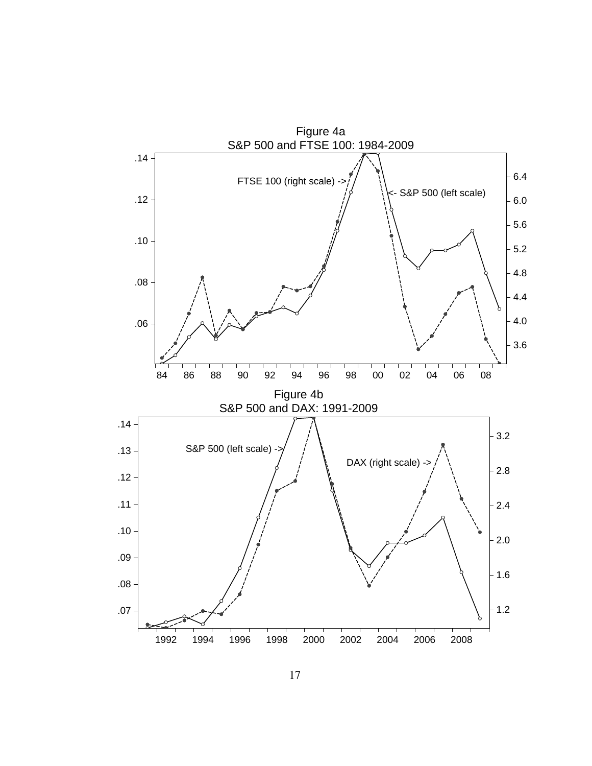Figure 4a
S&P 500 and FTSE 100: 1984-2009

Figure 4b
S&P 500 and DAX: 1991-2009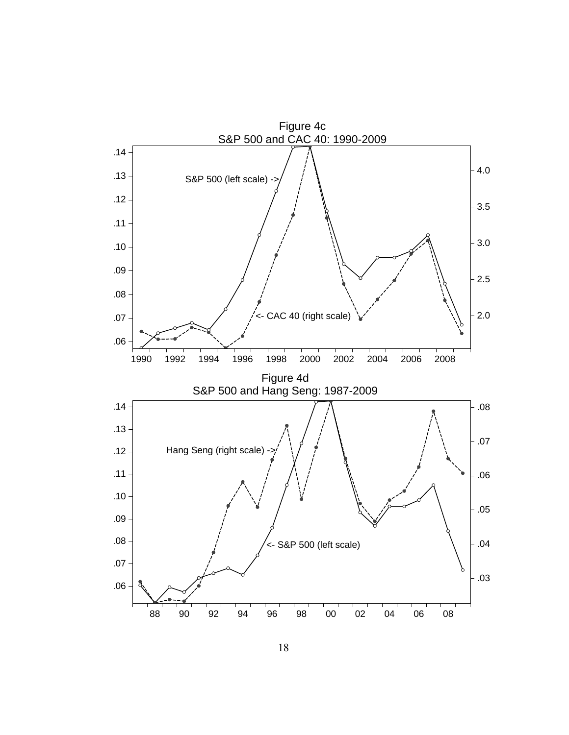Figure 4c

S&P 500 and CAC 40: 1990-2009

Figure 4d

S&P 500 and Hang Seng: 1987-2009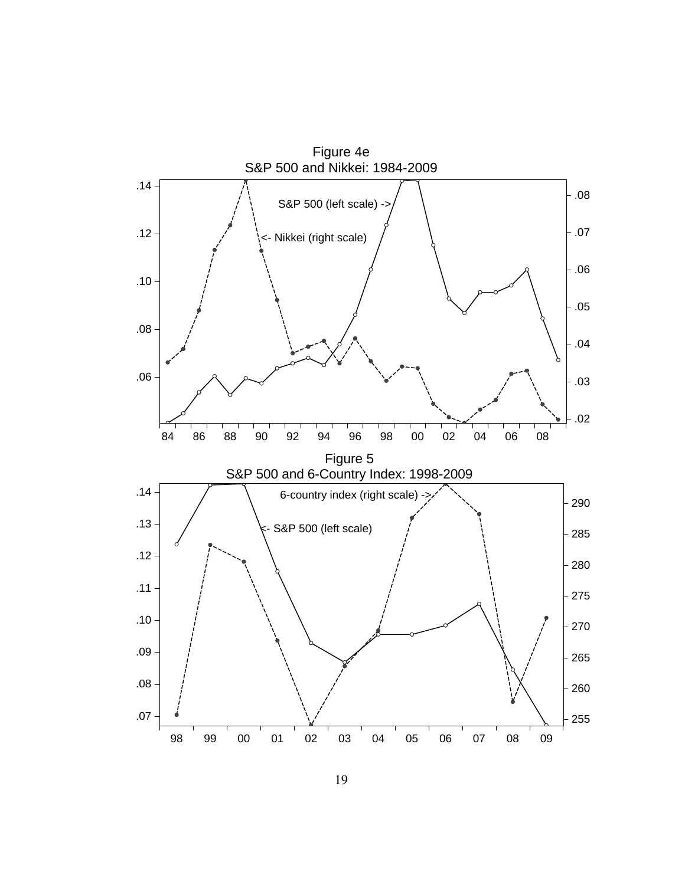Figure 4e
S&P 500 and Nikkei: 1984-2009

Figure 5
S&P 500 and 6-Country Index: 1998-2009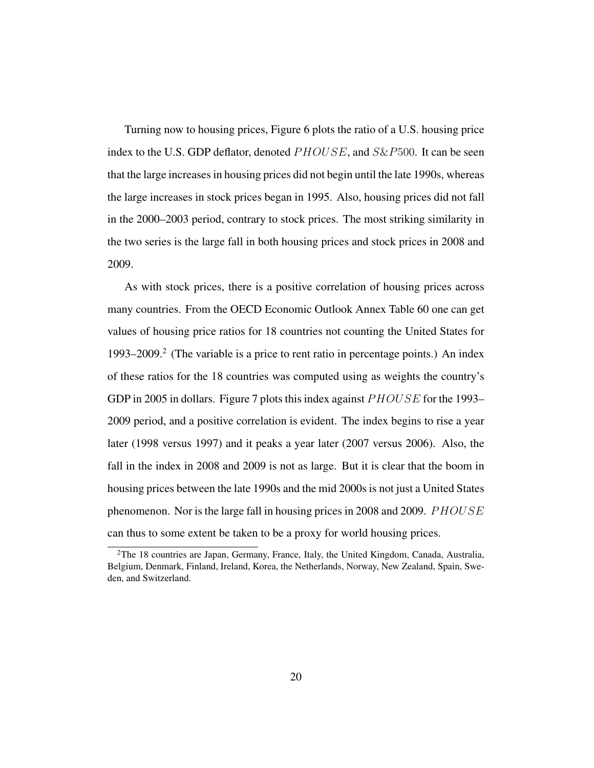Turning now to housing prices, Figure 6 plots the ratio of a U.S. housing price index to the U.S. GDP deflator, denoted $PHOUSE$, and $S\&P500$. It can be seen that the large increases in housing prices did not begin until the late 1990s, whereas the large increases in stock prices began in 1995. Also, housing prices did not fall in the 2000–2003 period, contrary to stock prices. The most striking similarity in the two series is the large fall in both housing prices and stock prices in 2008 and 2009.

As with stock prices, there is a positive correlation of housing prices across many countries. From the OECD Economic Outlook Annex Table 60 one can get values of housing price ratios for 18 countries not counting the United States for 1993–2009.[2] (The variable is a price to rent ratio in percentage points.) An index of these ratios for the 18 countries was computed using as weights the country's GDP in 2005 in dollars. Figure 7 plots this index against $PHOUSE$ for the 1993–2009 period, and a positive correlation is evident. The index begins to rise a year later (1998 versus 1997) and it peaks a year later (2007 versus 2006). Also, the fall in the index in 2008 and 2009 is not as large. But it is clear that the boom in housing prices between the late 1990s and the mid 2000s is not just a United States phenomenon. Nor is the large fall in housing prices in 2008 and 2009. $PHOUSE$ can thus to some extent be taken to be a proxy for world housing prices.

[2]The 18 countries are Japan, Germany, France, Italy, the United Kingdom, Canada, Australia, Belgium, Denmark, Finland, Ireland, Korea, the Netherlands, Norway, New Zealand, Spain, Sweden, and Switzerland.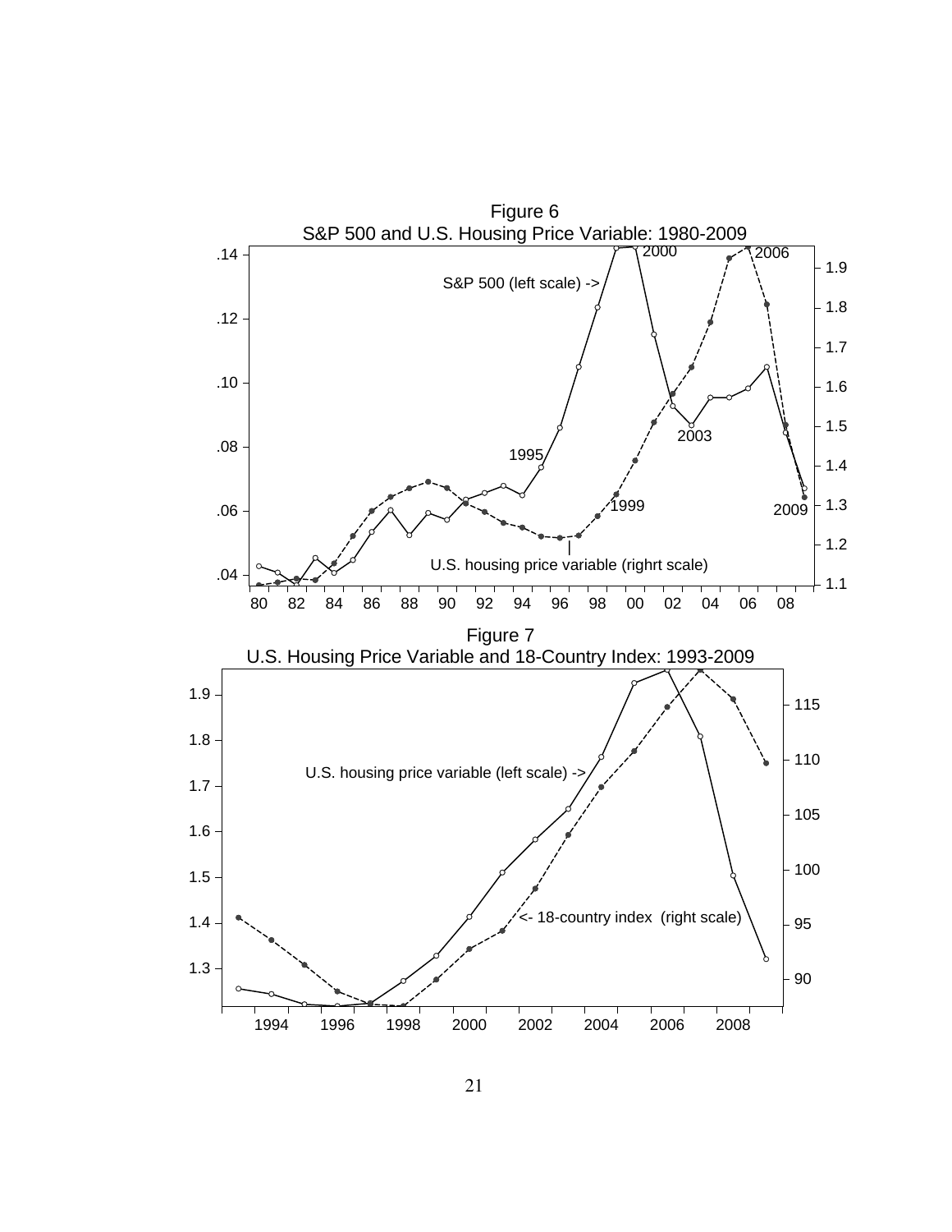Figure 6

S&P 500 and U.S. Housing Price Variable: 1980-2009

Figure 7

U.S. Housing Price Variable and 18-Country Index: 1993-2009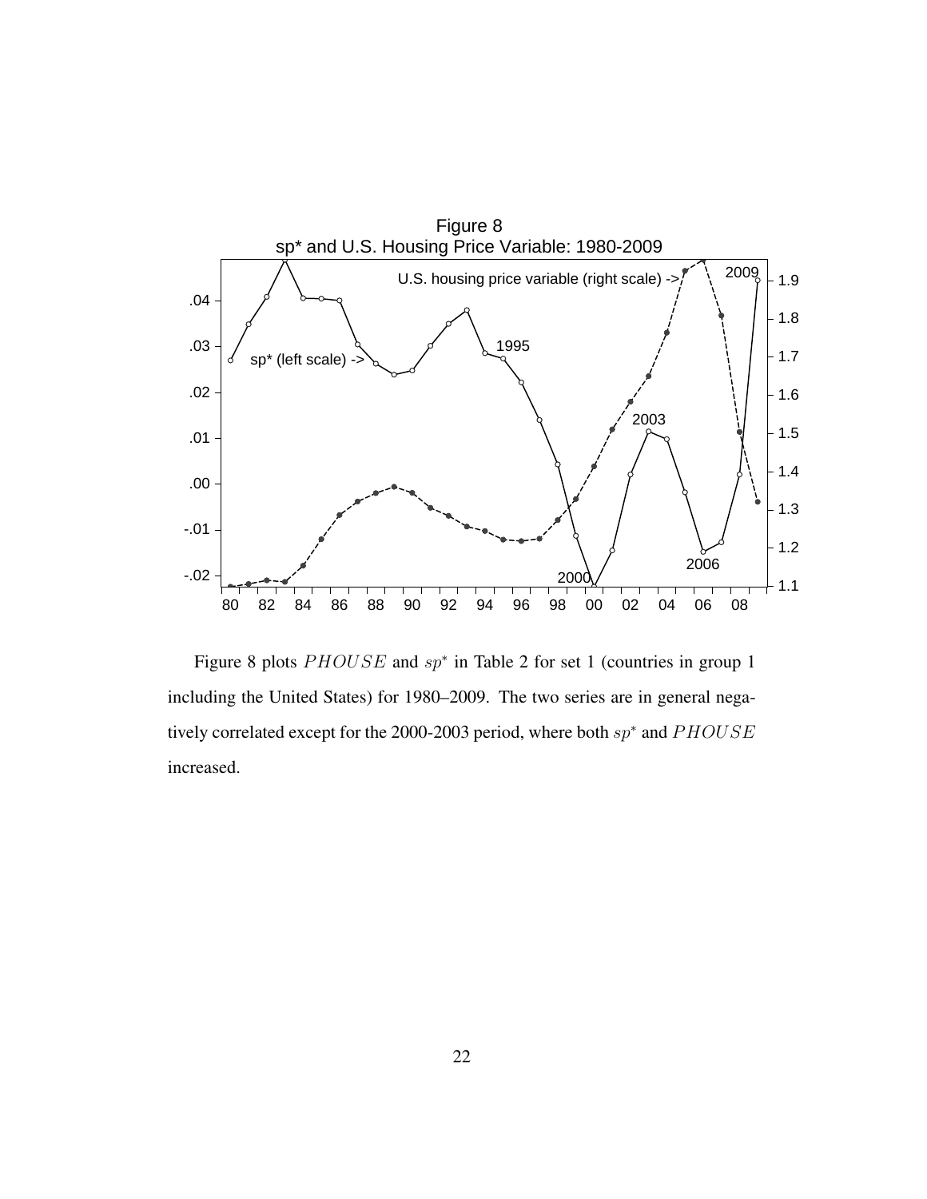Figure 8
sp* and U.S. Housing Price Variable: 1980-2009

Figure 8 plots $PHOUSE$ and $sp^*$ in Table 2 for set 1 (countries in group 1 including the United States) for 1980–2009. The two series are in general negatively correlated except for the 2000-2003 period, where both $sp^*$ and $PHOUSE$ increased.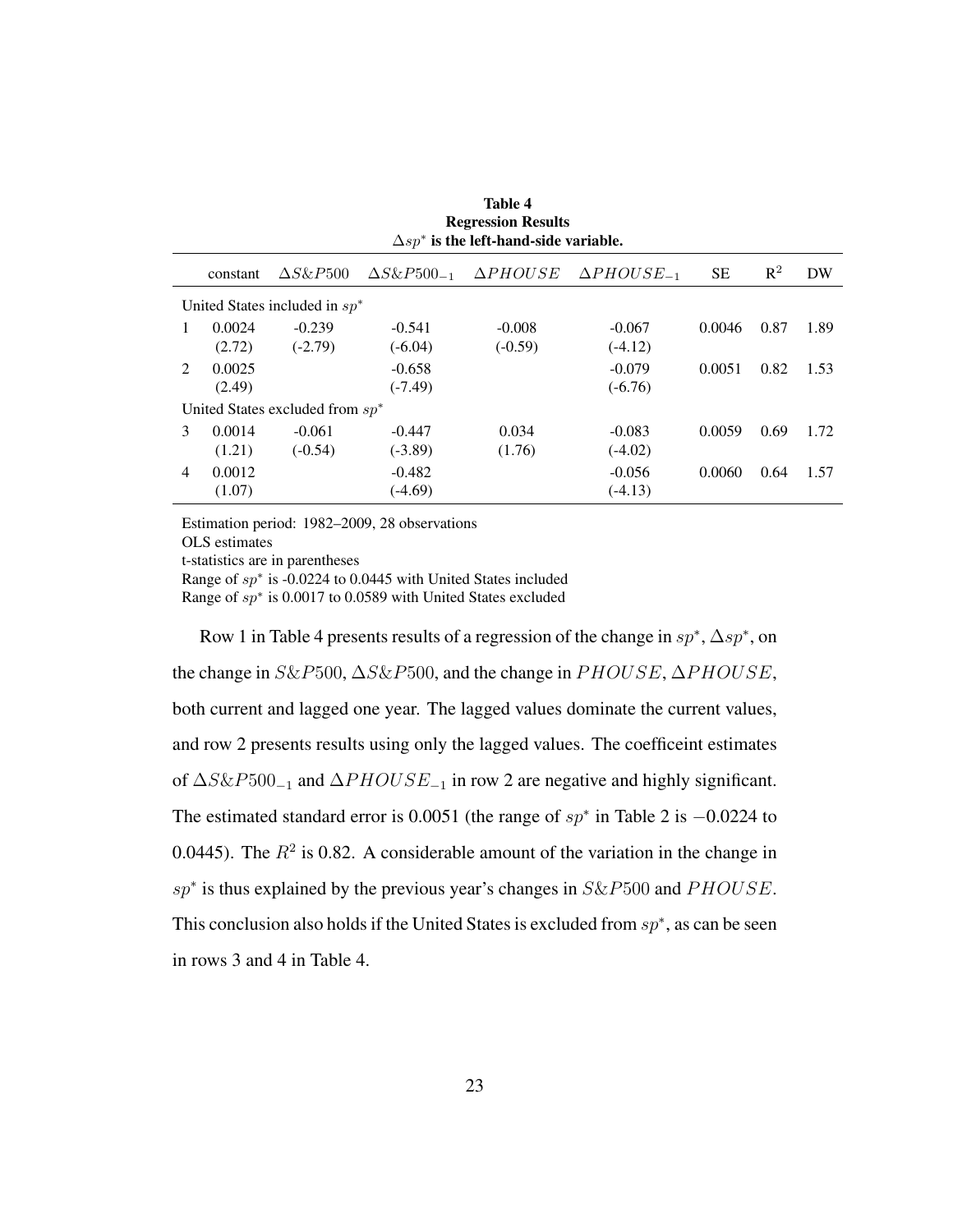**Table 4**
**Regression Results**
**$\Delta sp^*$ is the left-hand-side variable.**

| | constant | $\Delta S\&P500$ | $\Delta S\&P500_{-1}$ | $\Delta PHOUSE$ | $\Delta PHOUSE_{-1}$ | SE | $R^2$ | DW |
|---|---|---|---|---|---|---|---|---|
| United States included in $sp^*$ | | | | | | | | |
| 1 | 0.0024 | -0.239 | -0.541 | -0.008 | -0.067 | 0.0046 | 0.87 | 1.89 |
| | (2.72) | (-2.79) | (-6.04) | (-0.59) | (-4.12) | | | |
| 2 | 0.0025 | | -0.658 | | -0.079 | 0.0051 | 0.82 | 1.53 |
| | (2.49) | | (-7.49) | | (-6.76) | | | |
| United States excluded from $sp^*$ | | | | | | | | |
| 3 | 0.0014 | -0.061 | -0.447 | 0.034 | -0.083 | 0.0059 | 0.69 | 1.72 |
| | (1.21) | (-0.54) | (-3.89) | (1.76) | (-4.02) | | | |
| 4 | 0.0012 | | -0.482 | | -0.056 | 0.0060 | 0.64 | 1.57 |
| | (1.07) | | (-4.69) | | (-4.13) | | | |

Estimation period: 1982–2009, 28 observations
OLS estimates
t-statistics are in parentheses
Range of $sp^*$ is -0.0224 to 0.0445 with United States included
Range of $sp^*$ is 0.0017 to 0.0589 with United States excluded

Row 1 in Table 4 presents results of a regression of the change in $sp^*$, $\Delta sp^*$, on the change in $S\&P500$, $\Delta S\&P500$, and the change in $PHOUSE$, $\Delta PHOUSE$, both current and lagged one year. The lagged values dominate the current values, and row 2 presents results using only the lagged values. The coefficeint estimates of $\Delta S\&P500_{-1}$ and $\Delta PHOUSE_{-1}$ in row 2 are negative and highly significant. The estimated standard error is 0.0051 (the range of $sp^*$ in Table 2 is $-0.0224$ to 0.0445). The $R^2$ is 0.82. A considerable amount of the variation in the change in $sp^*$ is thus explained by the previous year's changes in $S\&P500$ and $PHOUSE$. This conclusion also holds if the United States is excluded from $sp^*$, as can be seen in rows 3 and 4 in Table 4.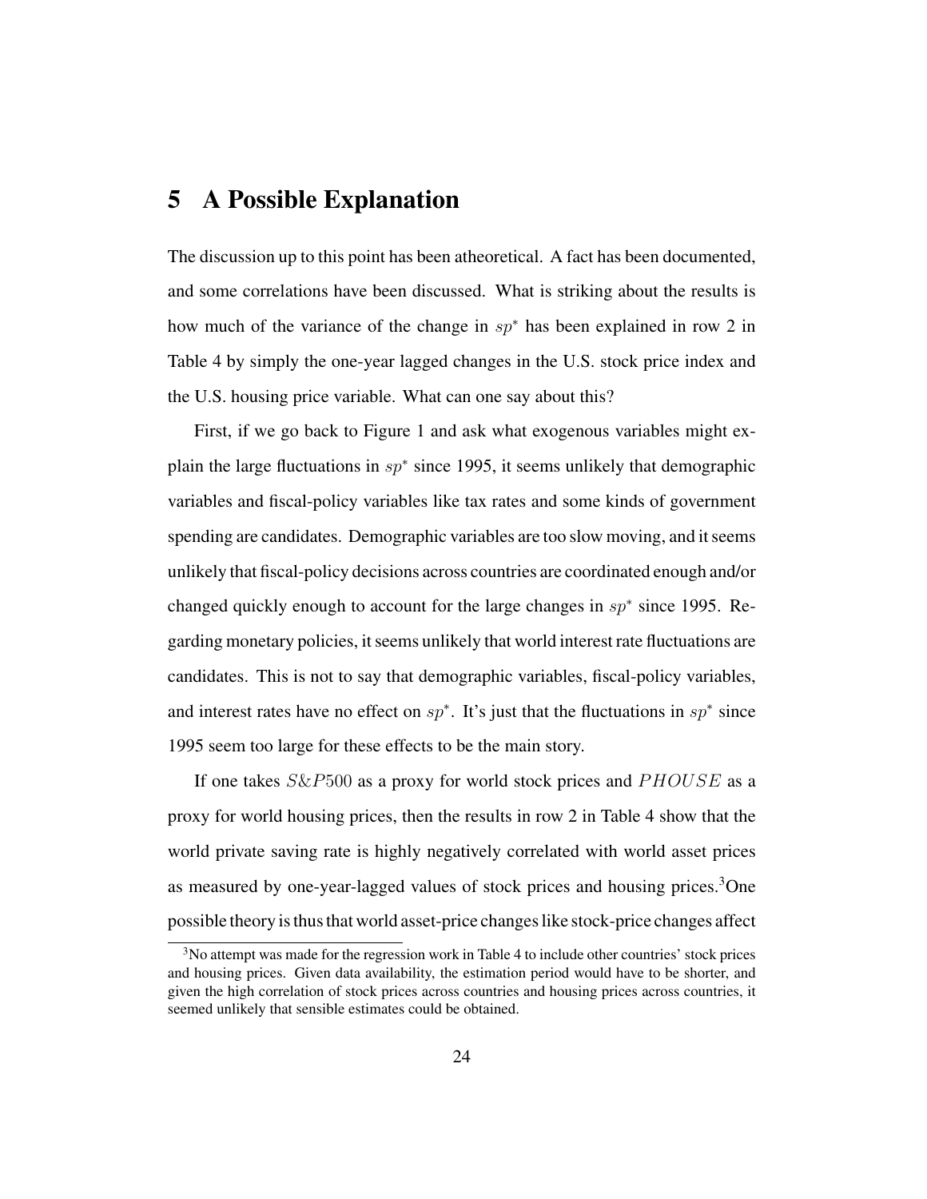## 5 A Possible Explanation

The discussion up to this point has been atheoretical. A fact has been documented, and some correlations have been discussed. What is striking about the results is how much of the variance of the change in $sp^*$ has been explained in row 2 in Table 4 by simply the one-year lagged changes in the U.S. stock price index and the U.S. housing price variable. What can one say about this?

First, if we go back to Figure 1 and ask what exogenous variables might explain the large fluctuations in $sp^*$ since 1995, it seems unlikely that demographic variables and fiscal-policy variables like tax rates and some kinds of government spending are candidates. Demographic variables are too slow moving, and it seems unlikely that fiscal-policy decisions across countries are coordinated enough and/or changed quickly enough to account for the large changes in $sp^*$ since 1995. Regarding monetary policies, it seems unlikely that world interest rate fluctuations are candidates. This is not to say that demographic variables, fiscal-policy variables, and interest rates have no effect on $sp^*$. It's just that the fluctuations in $sp^*$ since 1995 seem too large for these effects to be the main story.

If one takes $S\&P500$ as a proxy for world stock prices and $PHOUSE$ as a proxy for world housing prices, then the results in row 2 in Table 4 show that the world private saving rate is highly negatively correlated with world asset prices as measured by one-year-lagged values of stock prices and housing prices.[3] One possible theory is thus that world asset-price changes like stock-price changes affect

[3] No attempt was made for the regression work in Table 4 to include other countries' stock prices and housing prices. Given data availability, the estimation period would have to be shorter, and given the high correlation of stock prices across countries and housing prices across countries, it seemed unlikely that sensible estimates could be obtained.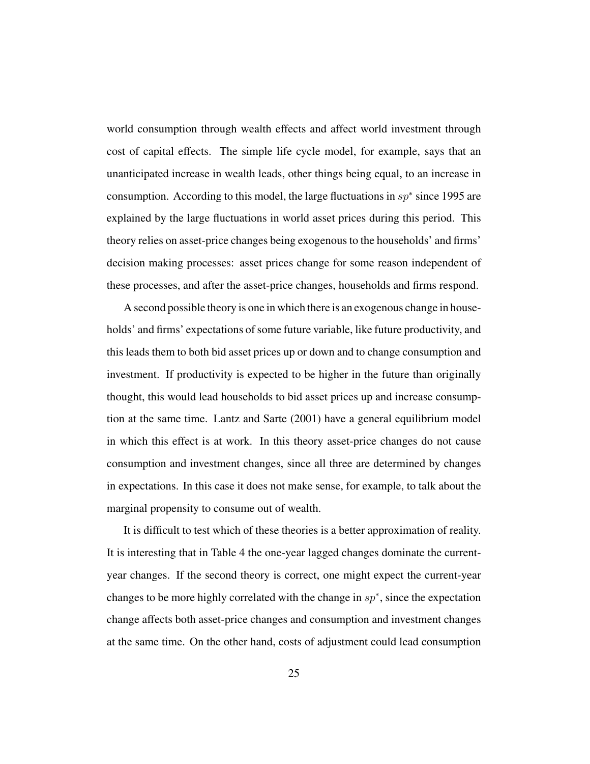world consumption through wealth effects and affect world investment through cost of capital effects. The simple life cycle model, for example, says that an unanticipated increase in wealth leads, other things being equal, to an increase in consumption. According to this model, the large fluctuations in $sp^*$ since 1995 are explained by the large fluctuations in world asset prices during this period. This theory relies on asset-price changes being exogenous to the households' and firms' decision making processes: asset prices change for some reason independent of these processes, and after the asset-price changes, households and firms respond.

A second possible theory is one in which there is an exogenous change in households' and firms' expectations of some future variable, like future productivity, and this leads them to both bid asset prices up or down and to change consumption and investment. If productivity is expected to be higher in the future than originally thought, this would lead households to bid asset prices up and increase consumption at the same time. Lantz and Sarte (2001) have a general equilibrium model in which this effect is at work. In this theory asset-price changes do not cause consumption and investment changes, since all three are determined by changes in expectations. In this case it does not make sense, for example, to talk about the marginal propensity to consume out of wealth.

It is difficult to test which of these theories is a better approximation of reality. It is interesting that in Table 4 the one-year lagged changes dominate the current-year changes. If the second theory is correct, one might expect the current-year changes to be more highly correlated with the change in $sp^*$, since the expectation change affects both asset-price changes and consumption and investment changes at the same time. On the other hand, costs of adjustment could lead consumption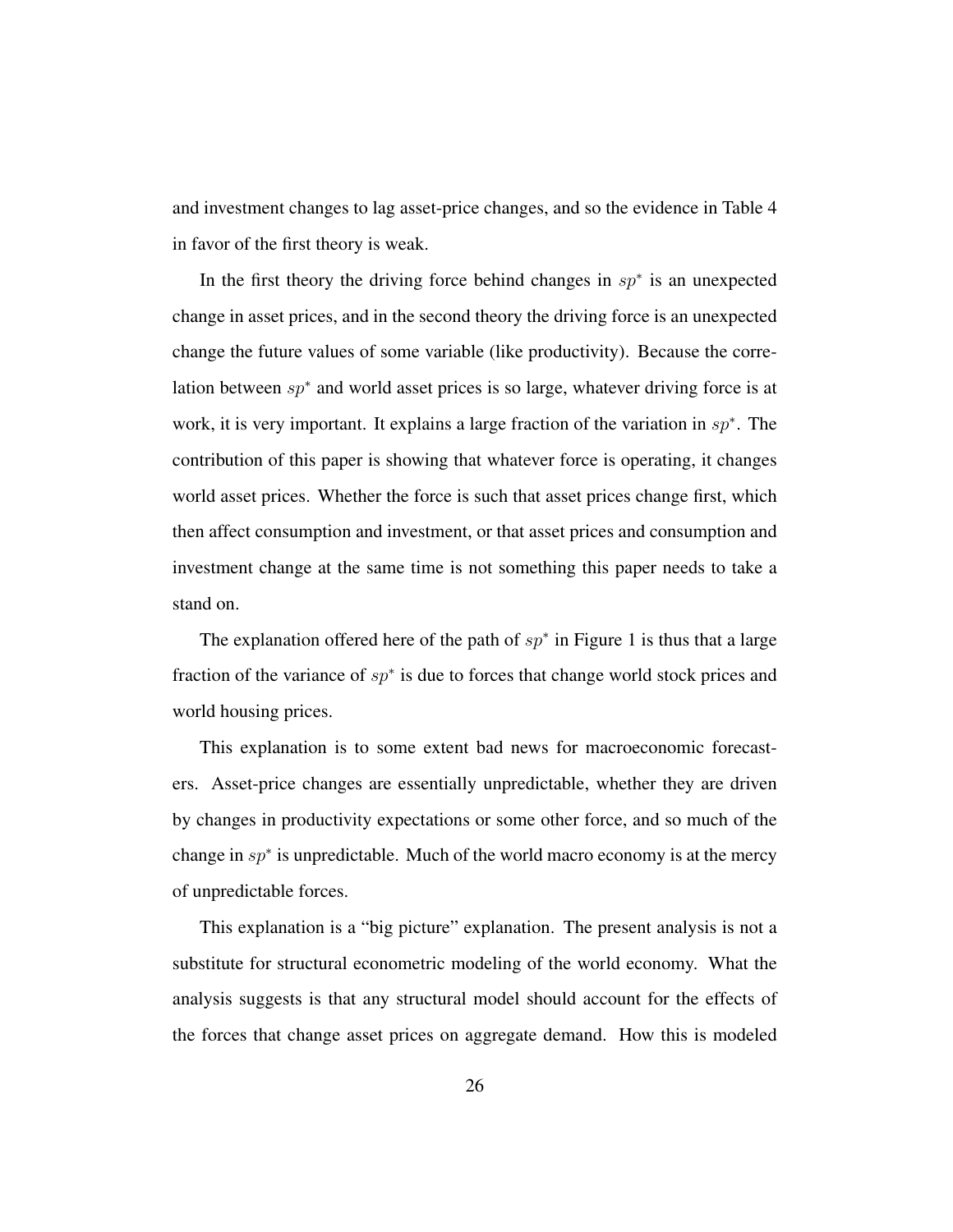and investment changes to lag asset-price changes, and so the evidence in Table 4 in favor of the first theory is weak.

In the first theory the driving force behind changes in $sp^*$ is an unexpected change in asset prices, and in the second theory the driving force is an unexpected change the future values of some variable (like productivity). Because the correlation between $sp^*$ and world asset prices is so large, whatever driving force is at work, it is very important. It explains a large fraction of the variation in $sp^*$. The contribution of this paper is showing that whatever force is operating, it changes world asset prices. Whether the force is such that asset prices change first, which then affect consumption and investment, or that asset prices and consumption and investment change at the same time is not something this paper needs to take a stand on.

The explanation offered here of the path of $sp^*$ in Figure 1 is thus that a large fraction of the variance of $sp^*$ is due to forces that change world stock prices and world housing prices.

This explanation is to some extent bad news for macroeconomic forecasters. Asset-price changes are essentially unpredictable, whether they are driven by changes in productivity expectations or some other force, and so much of the change in $sp^*$ is unpredictable. Much of the world macro economy is at the mercy of unpredictable forces.

This explanation is a "big picture" explanation. The present analysis is not a substitute for structural econometric modeling of the world economy. What the analysis suggests is that any structural model should account for the effects of the forces that change asset prices on aggregate demand. How this is modeled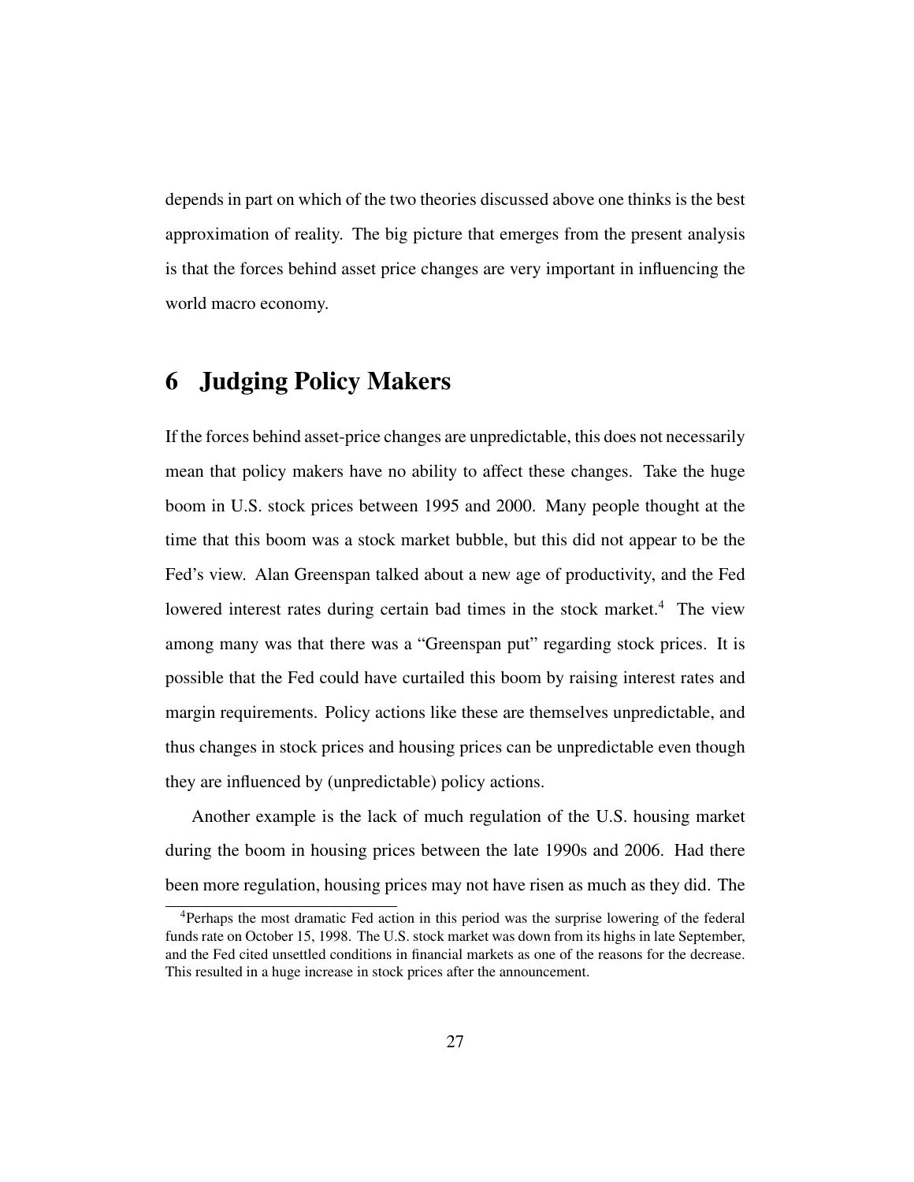depends in part on which of the two theories discussed above one thinks is the best approximation of reality. The big picture that emerges from the present analysis is that the forces behind asset price changes are very important in influencing the world macro economy.

# 6 Judging Policy Makers

If the forces behind asset-price changes are unpredictable, this does not necessarily mean that policy makers have no ability to affect these changes. Take the huge boom in U.S. stock prices between 1995 and 2000. Many people thought at the time that this boom was a stock market bubble, but this did not appear to be the Fed's view. Alan Greenspan talked about a new age of productivity, and the Fed lowered interest rates during certain bad times in the stock market.[4] The view among many was that there was a "Greenspan put" regarding stock prices. It is possible that the Fed could have curtailed this boom by raising interest rates and margin requirements. Policy actions like these are themselves unpredictable, and thus changes in stock prices and housing prices can be unpredictable even though they are influenced by (unpredictable) policy actions.

Another example is the lack of much regulation of the U.S. housing market during the boom in housing prices between the late 1990s and 2006. Had there been more regulation, housing prices may not have risen as much as they did. The

[4] Perhaps the most dramatic Fed action in this period was the surprise lowering of the federal funds rate on October 15, 1998. The U.S. stock market was down from its highs in late September, and the Fed cited unsettled conditions in financial markets as one of the reasons for the decrease. This resulted in a huge increase in stock prices after the announcement.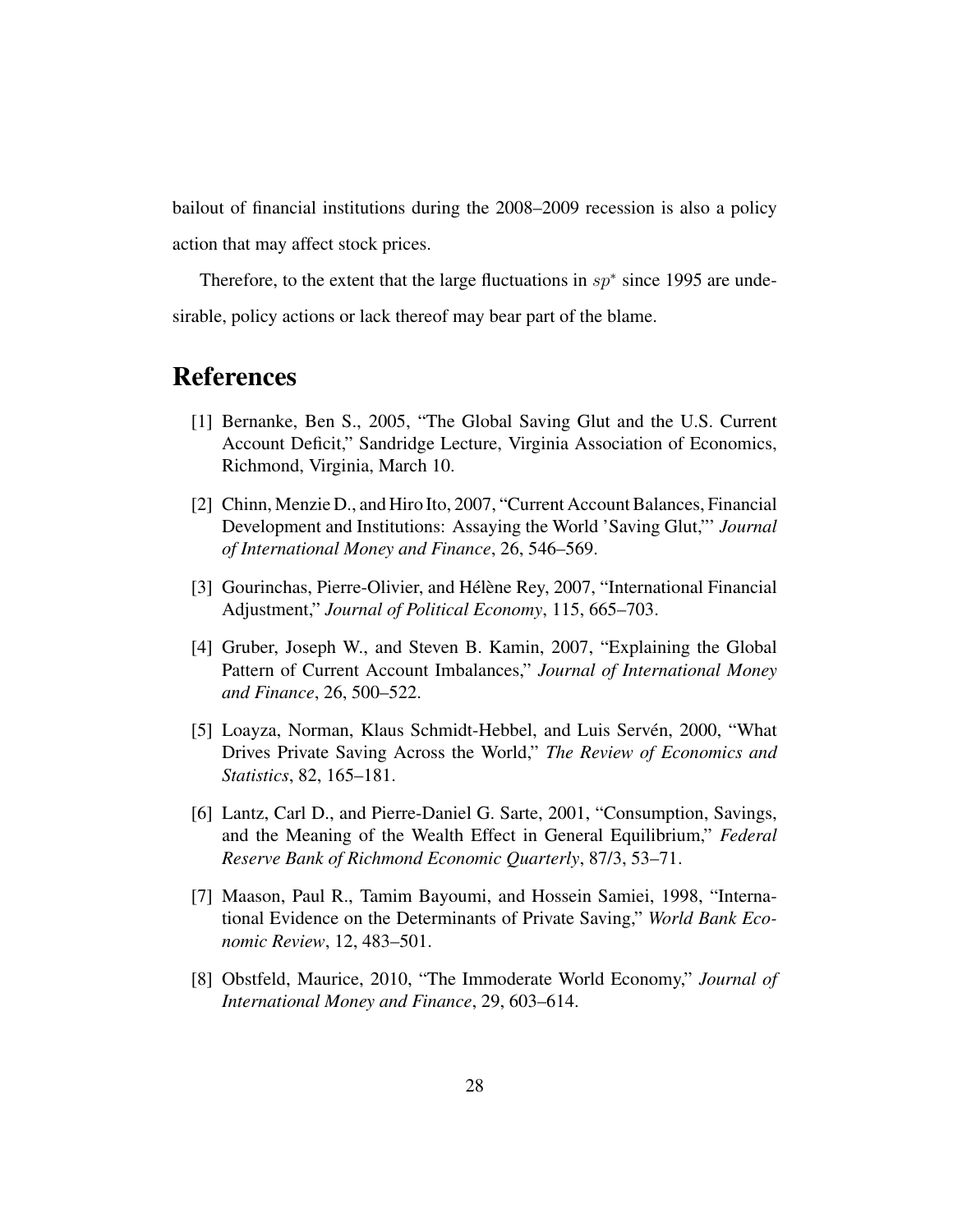bailout of financial institutions during the 2008–2009 recession is also a policy action that may affect stock prices.

Therefore, to the extent that the large fluctuations in $sp^*$ since 1995 are undesirable, policy actions or lack thereof may bear part of the blame.

# References

[1] Bernanke, Ben S., 2005, "The Global Saving Glut and the U.S. Current Account Deficit," Sandridge Lecture, Virginia Association of Economics, Richmond, Virginia, March 10.

[2] Chinn, Menzie D., and Hiro Ito, 2007, "Current Account Balances, Financial Development and Institutions: Assaying the World 'Saving Glut,"' *Journal of International Money and Finance*, 26, 546–569.

[3] Gourinchas, Pierre-Olivier, and Hélène Rey, 2007, "International Financial Adjustment," *Journal of Political Economy*, 115, 665–703.

[4] Gruber, Joseph W., and Steven B. Kamin, 2007, "Explaining the Global Pattern of Current Account Imbalances," *Journal of International Money and Finance*, 26, 500–522.

[5] Loayza, Norman, Klaus Schmidt-Hebbel, and Luis Servén, 2000, "What Drives Private Saving Across the World," *The Review of Economics and Statistics*, 82, 165–181.

[6] Lantz, Carl D., and Pierre-Daniel G. Sarte, 2001, "Consumption, Savings, and the Meaning of the Wealth Effect in General Equilibrium," *Federal Reserve Bank of Richmond Economic Quarterly*, 87/3, 53–71.

[7] Maason, Paul R., Tamim Bayoumi, and Hossein Samiei, 1998, "International Evidence on the Determinants of Private Saving," *World Bank Economic Review*, 12, 483–501.

[8] Obstfeld, Maurice, 2010, "The Immoderate World Economy," *Journal of International Money and Finance*, 29, 603–614.